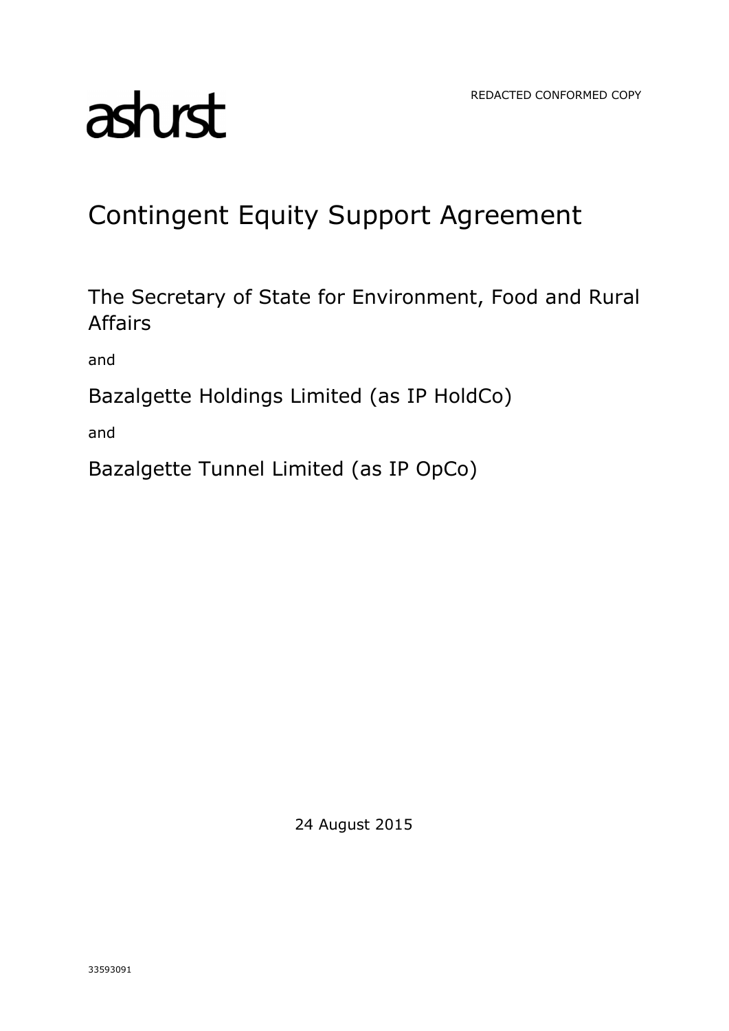REDACTED CONFORMED COPY

ashurst

# Contingent Equity Support Agreement

The Secretary of State for Environment, Food and Rural Affairs

and

Bazalgette Holdings Limited (as IP HoldCo)

and

Bazalgette Tunnel Limited (as IP OpCo)

24 August 2015

33593091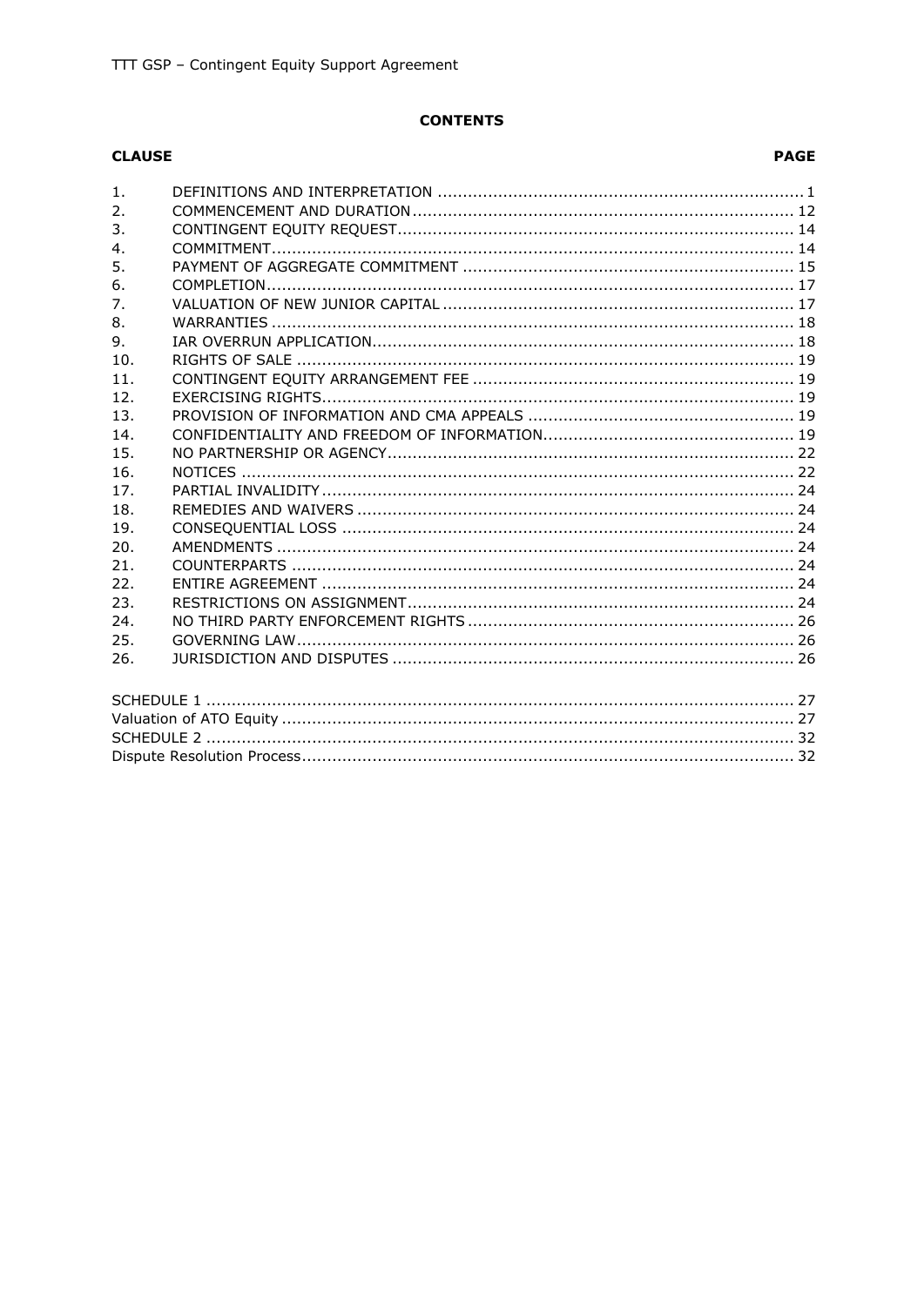**CONTENTS**

| CLAUSE | | PAGE |
|---|---|---|
| 1. | DEFINITIONS AND INTERPRETATION | 1 |
| 2. | COMMENCEMENT AND DURATION | 12 |
| 3. | CONTINGENT EQUITY REQUEST | 14 |
| 4. | COMMITMENT | 14 |
| 5. | PAYMENT OF AGGREGATE COMMITMENT | 15 |
| 6. | COMPLETION | 17 |
| 7. | VALUATION OF NEW JUNIOR CAPITAL | 17 |
| 8. | WARRANTIES | 18 |
| 9. | IAR OVERRUN APPLICATION | 18 |
| 10. | RIGHTS OF SALE | 19 |
| 11. | CONTINGENT EQUITY ARRANGEMENT FEE | 19 |
| 12. | EXERCISING RIGHTS | 19 |
| 13. | PROVISION OF INFORMATION AND CMA APPEALS | 19 |
| 14. | CONFIDENTIALITY AND FREEDOM OF INFORMATION | 19 |
| 15. | NO PARTNERSHIP OR AGENCY | 22 |
| 16. | NOTICES | 22 |
| 17. | PARTIAL INVALIDITY | 24 |
| 18. | REMEDIES AND WAIVERS | 24 |
| 19. | CONSEQUENTIAL LOSS | 24 |
| 20. | AMENDMENTS | 24 |
| 21. | COUNTERPARTS | 24 |
| 22. | ENTIRE AGREEMENT | 24 |
| 23. | RESTRICTIONS ON ASSIGNMENT | 24 |
| 24. | NO THIRD PARTY ENFORCEMENT RIGHTS | 26 |
| 25. | GOVERNING LAW | 26 |
| 26. | JURISDICTION AND DISPUTES | 26 |

| | |
|---|---|
| SCHEDULE 1 | 27 |
| Valuation of ATO Equity | 27 |
| SCHEDULE 2 | 32 |
| Dispute Resolution Process | 32 |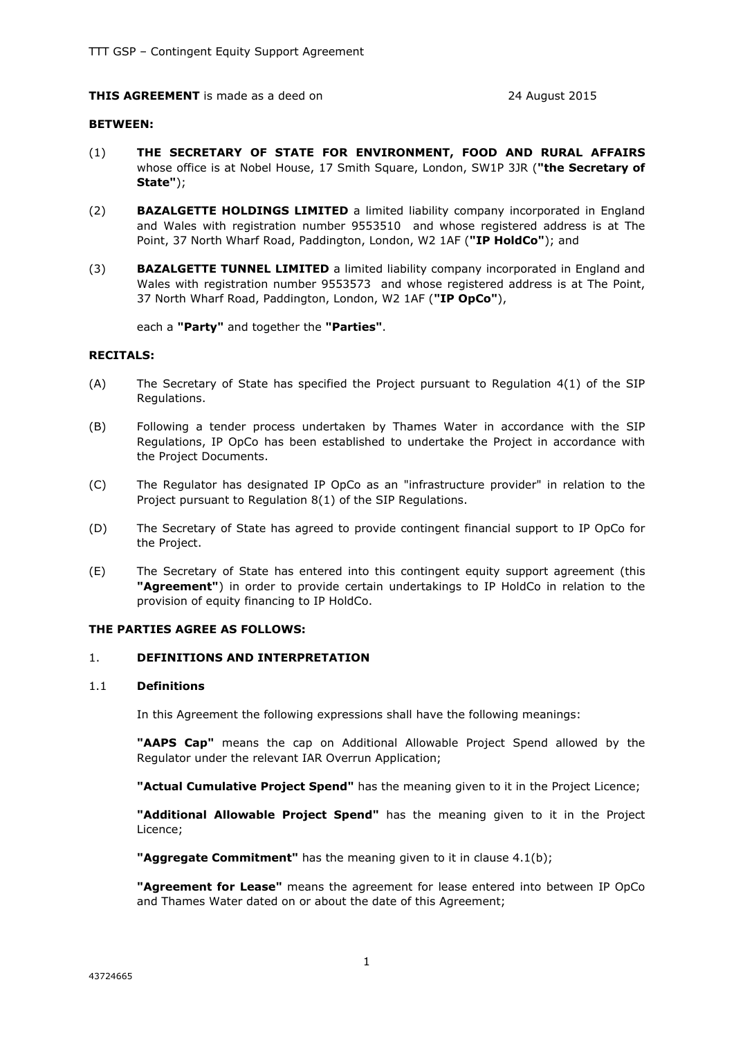**THIS AGREEMENT** is made as a deed on 24 August 2015

**BETWEEN:**

(1) **THE SECRETARY OF STATE FOR ENVIRONMENT, FOOD AND RURAL AFFAIRS** whose office is at Nobel House, 17 Smith Square, London, SW1P 3JR (**"the Secretary of State"**);

(2) **BAZALGETTE HOLDINGS LIMITED** a limited liability company incorporated in England and Wales with registration number 9553510 and whose registered address is at The Point, 37 North Wharf Road, Paddington, London, W2 1AF (**"IP HoldCo"**); and

(3) **BAZALGETTE TUNNEL LIMITED** a limited liability company incorporated in England and Wales with registration number 9553573 and whose registered address is at The Point, 37 North Wharf Road, Paddington, London, W2 1AF (**"IP OpCo"**),

each a **"Party"** and together the **"Parties"**.

**RECITALS:**

(A) The Secretary of State has specified the Project pursuant to Regulation 4(1) of the SIP Regulations.

(B) Following a tender process undertaken by Thames Water in accordance with the SIP Regulations, IP OpCo has been established to undertake the Project in accordance with the Project Documents.

(C) The Regulator has designated IP OpCo as an "infrastructure provider" in relation to the Project pursuant to Regulation 8(1) of the SIP Regulations.

(D) The Secretary of State has agreed to provide contingent financial support to IP OpCo for the Project.

(E) The Secretary of State has entered into this contingent equity support agreement (this **"Agreement"**) in order to provide certain undertakings to IP HoldCo in relation to the provision of equity financing to IP HoldCo.

**THE PARTIES AGREE AS FOLLOWS:**

## 1. DEFINITIONS AND INTERPRETATION

### 1.1 Definitions

In this Agreement the following expressions shall have the following meanings:

**"AAPS Cap"** means the cap on Additional Allowable Project Spend allowed by the Regulator under the relevant IAR Overrun Application;

**"Actual Cumulative Project Spend"** has the meaning given to it in the Project Licence;

**"Additional Allowable Project Spend"** has the meaning given to it in the Project Licence;

**"Aggregate Commitment"** has the meaning given to it in clause 4.1(b);

**"Agreement for Lease"** means the agreement for lease entered into between IP OpCo and Thames Water dated on or about the date of this Agreement;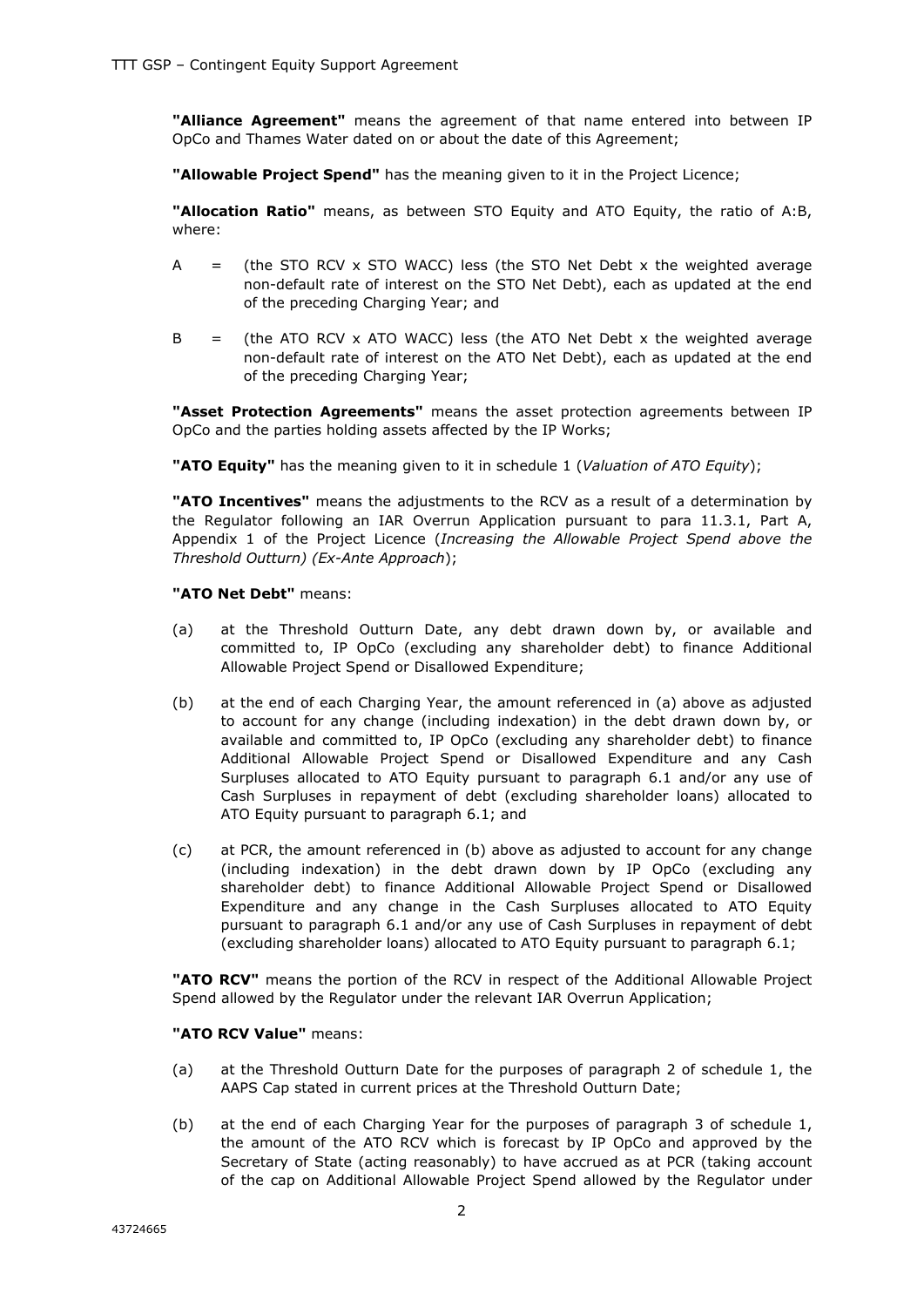**"Alliance Agreement"** means the agreement of that name entered into between IP OpCo and Thames Water dated on or about the date of this Agreement;

**"Allowable Project Spend"** has the meaning given to it in the Project Licence;

**"Allocation Ratio"** means, as between STO Equity and ATO Equity, the ratio of A:B, where:

A = (the STO RCV x STO WACC) less (the STO Net Debt x the weighted average non-default rate of interest on the STO Net Debt), each as updated at the end of the preceding Charging Year; and

B = (the ATO RCV x ATO WACC) less (the ATO Net Debt x the weighted average non-default rate of interest on the ATO Net Debt), each as updated at the end of the preceding Charging Year;

**"Asset Protection Agreements"** means the asset protection agreements between IP OpCo and the parties holding assets affected by the IP Works;

**"ATO Equity"** has the meaning given to it in schedule 1 (*Valuation of ATO Equity*);

**"ATO Incentives"** means the adjustments to the RCV as a result of a determination by the Regulator following an IAR Overrun Application pursuant to para 11.3.1, Part A, Appendix 1 of the Project Licence (*Increasing the Allowable Project Spend above the Threshold Outturn) (Ex-Ante Approach*);

**"ATO Net Debt"** means:

(a) at the Threshold Outturn Date, any debt drawn down by, or available and committed to, IP OpCo (excluding any shareholder debt) to finance Additional Allowable Project Spend or Disallowed Expenditure;

(b) at the end of each Charging Year, the amount referenced in (a) above as adjusted to account for any change (including indexation) in the debt drawn down by, or available and committed to, IP OpCo (excluding any shareholder debt) to finance Additional Allowable Project Spend or Disallowed Expenditure and any Cash Surpluses allocated to ATO Equity pursuant to paragraph 6.1 and/or any use of Cash Surpluses in repayment of debt (excluding shareholder loans) allocated to ATO Equity pursuant to paragraph 6.1; and

(c) at PCR, the amount referenced in (b) above as adjusted to account for any change (including indexation) in the debt drawn down by IP OpCo (excluding any shareholder debt) to finance Additional Allowable Project Spend or Disallowed Expenditure and any change in the Cash Surpluses allocated to ATO Equity pursuant to paragraph 6.1 and/or any use of Cash Surpluses in repayment of debt (excluding shareholder loans) allocated to ATO Equity pursuant to paragraph 6.1;

**"ATO RCV"** means the portion of the RCV in respect of the Additional Allowable Project Spend allowed by the Regulator under the relevant IAR Overrun Application;

**"ATO RCV Value"** means:

(a) at the Threshold Outturn Date for the purposes of paragraph 2 of schedule 1, the AAPS Cap stated in current prices at the Threshold Outturn Date;

(b) at the end of each Charging Year for the purposes of paragraph 3 of schedule 1, the amount of the ATO RCV which is forecast by IP OpCo and approved by the Secretary of State (acting reasonably) to have accrued as at PCR (taking account of the cap on Additional Allowable Project Spend allowed by the Regulator under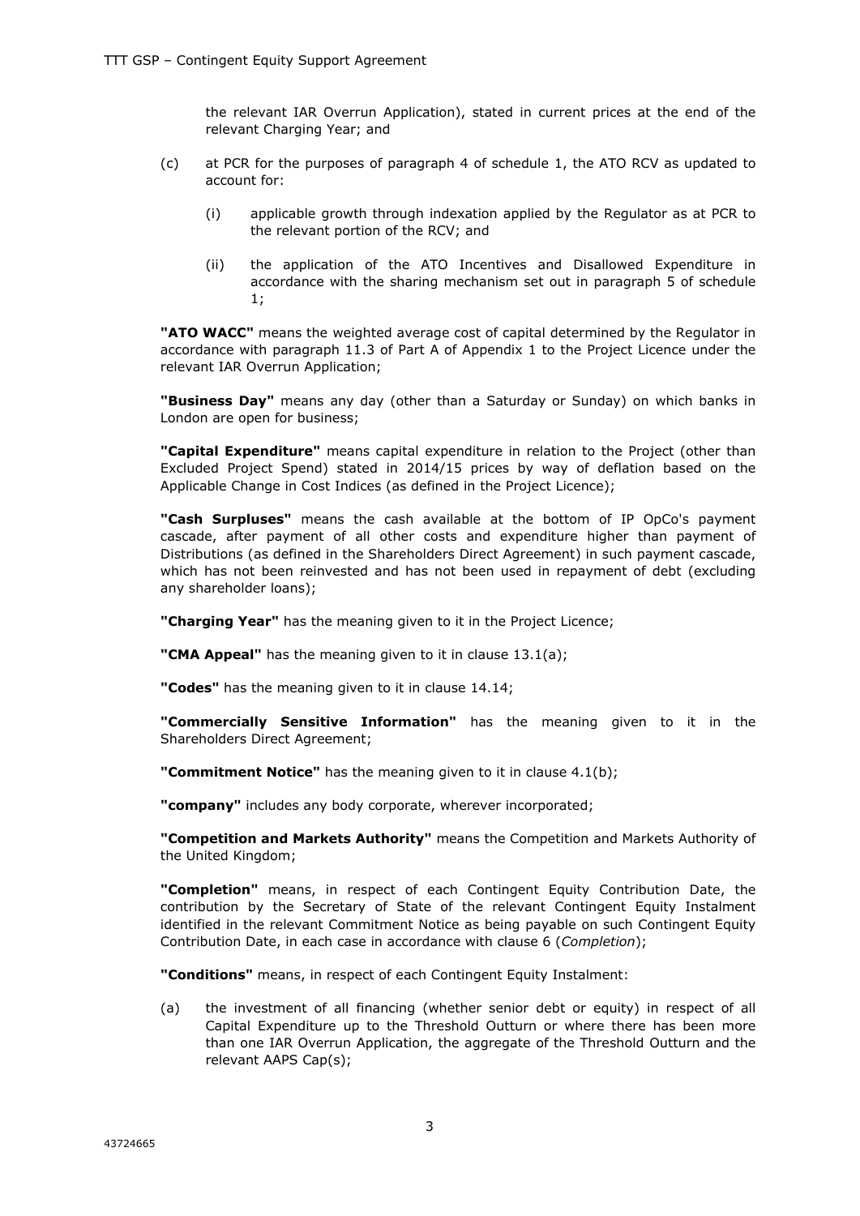the relevant IAR Overrun Application), stated in current prices at the end of the relevant Charging Year; and

(c) at PCR for the purposes of paragraph 4 of schedule 1, the ATO RCV as updated to account for:

(i) applicable growth through indexation applied by the Regulator as at PCR to the relevant portion of the RCV; and

(ii) the application of the ATO Incentives and Disallowed Expenditure in accordance with the sharing mechanism set out in paragraph 5 of schedule 1;

**"ATO WACC"** means the weighted average cost of capital determined by the Regulator in accordance with paragraph 11.3 of Part A of Appendix 1 to the Project Licence under the relevant IAR Overrun Application;

**"Business Day"** means any day (other than a Saturday or Sunday) on which banks in London are open for business;

**"Capital Expenditure"** means capital expenditure in relation to the Project (other than Excluded Project Spend) stated in 2014/15 prices by way of deflation based on the Applicable Change in Cost Indices (as defined in the Project Licence);

**"Cash Surpluses"** means the cash available at the bottom of IP OpCo's payment cascade, after payment of all other costs and expenditure higher than payment of Distributions (as defined in the Shareholders Direct Agreement) in such payment cascade, which has not been reinvested and has not been used in repayment of debt (excluding any shareholder loans);

**"Charging Year"** has the meaning given to it in the Project Licence;

**"CMA Appeal"** has the meaning given to it in clause 13.1(a);

**"Codes"** has the meaning given to it in clause 14.14;

**"Commercially Sensitive Information"** has the meaning given to it in the Shareholders Direct Agreement;

**"Commitment Notice"** has the meaning given to it in clause 4.1(b);

**"company"** includes any body corporate, wherever incorporated;

**"Competition and Markets Authority"** means the Competition and Markets Authority of the United Kingdom;

**"Completion"** means, in respect of each Contingent Equity Contribution Date, the contribution by the Secretary of State of the relevant Contingent Equity Instalment identified in the relevant Commitment Notice as being payable on such Contingent Equity Contribution Date, in each case in accordance with clause 6 (*Completion*);

**"Conditions"** means, in respect of each Contingent Equity Instalment:

(a) the investment of all financing (whether senior debt or equity) in respect of all Capital Expenditure up to the Threshold Outturn or where there has been more than one IAR Overrun Application, the aggregate of the Threshold Outturn and the relevant AAPS Cap(s);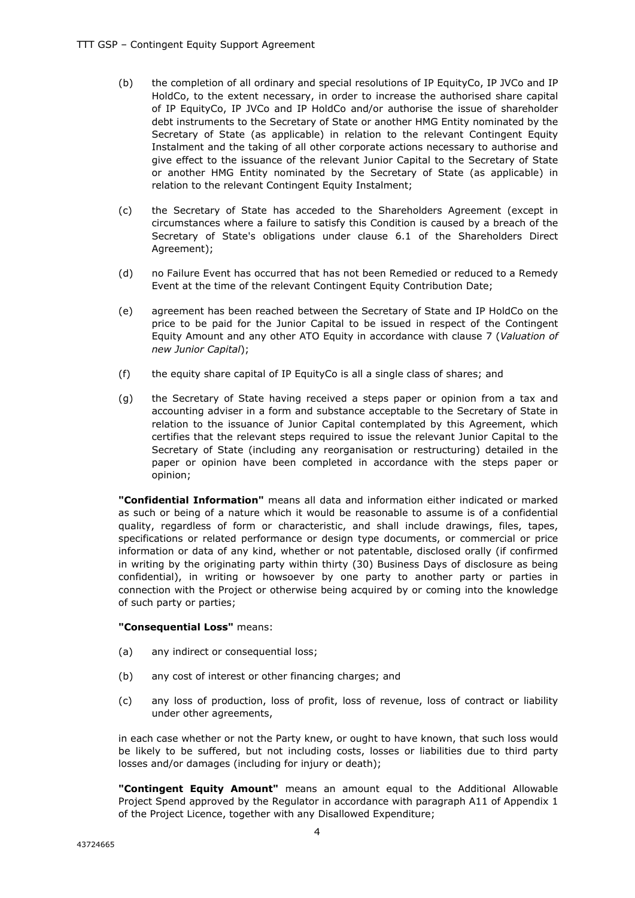(b) the completion of all ordinary and special resolutions of IP EquityCo, IP JVCo and IP HoldCo, to the extent necessary, in order to increase the authorised share capital of IP EquityCo, IP JVCo and IP HoldCo and/or authorise the issue of shareholder debt instruments to the Secretary of State or another HMG Entity nominated by the Secretary of State (as applicable) in relation to the relevant Contingent Equity Instalment and the taking of all other corporate actions necessary to authorise and give effect to the issuance of the relevant Junior Capital to the Secretary of State or another HMG Entity nominated by the Secretary of State (as applicable) in relation to the relevant Contingent Equity Instalment;

(c) the Secretary of State has acceded to the Shareholders Agreement (except in circumstances where a failure to satisfy this Condition is caused by a breach of the Secretary of State's obligations under clause 6.1 of the Shareholders Direct Agreement);

(d) no Failure Event has occurred that has not been Remedied or reduced to a Remedy Event at the time of the relevant Contingent Equity Contribution Date;

(e) agreement has been reached between the Secretary of State and IP HoldCo on the price to be paid for the Junior Capital to be issued in respect of the Contingent Equity Amount and any other ATO Equity in accordance with clause 7 (*Valuation of new Junior Capital*);

(f) the equity share capital of IP EquityCo is all a single class of shares; and

(g) the Secretary of State having received a steps paper or opinion from a tax and accounting adviser in a form and substance acceptable to the Secretary of State in relation to the issuance of Junior Capital contemplated by this Agreement, which certifies that the relevant steps required to issue the relevant Junior Capital to the Secretary of State (including any reorganisation or restructuring) detailed in the paper or opinion have been completed in accordance with the steps paper or opinion;

**"Confidential Information"** means all data and information either indicated or marked as such or being of a nature which it would be reasonable to assume is of a confidential quality, regardless of form or characteristic, and shall include drawings, files, tapes, specifications or related performance or design type documents, or commercial or price information or data of any kind, whether or not patentable, disclosed orally (if confirmed in writing by the originating party within thirty (30) Business Days of disclosure as being confidential), in writing or howsoever by one party to another party or parties in connection with the Project or otherwise being acquired by or coming into the knowledge of such party or parties;

**"Consequential Loss"** means:

(a) any indirect or consequential loss;

(b) any cost of interest or other financing charges; and

(c) any loss of production, loss of profit, loss of revenue, loss of contract or liability under other agreements,

in each case whether or not the Party knew, or ought to have known, that such loss would be likely to be suffered, but not including costs, losses or liabilities due to third party losses and/or damages (including for injury or death);

**"Contingent Equity Amount"** means an amount equal to the Additional Allowable Project Spend approved by the Regulator in accordance with paragraph A11 of Appendix 1 of the Project Licence, together with any Disallowed Expenditure;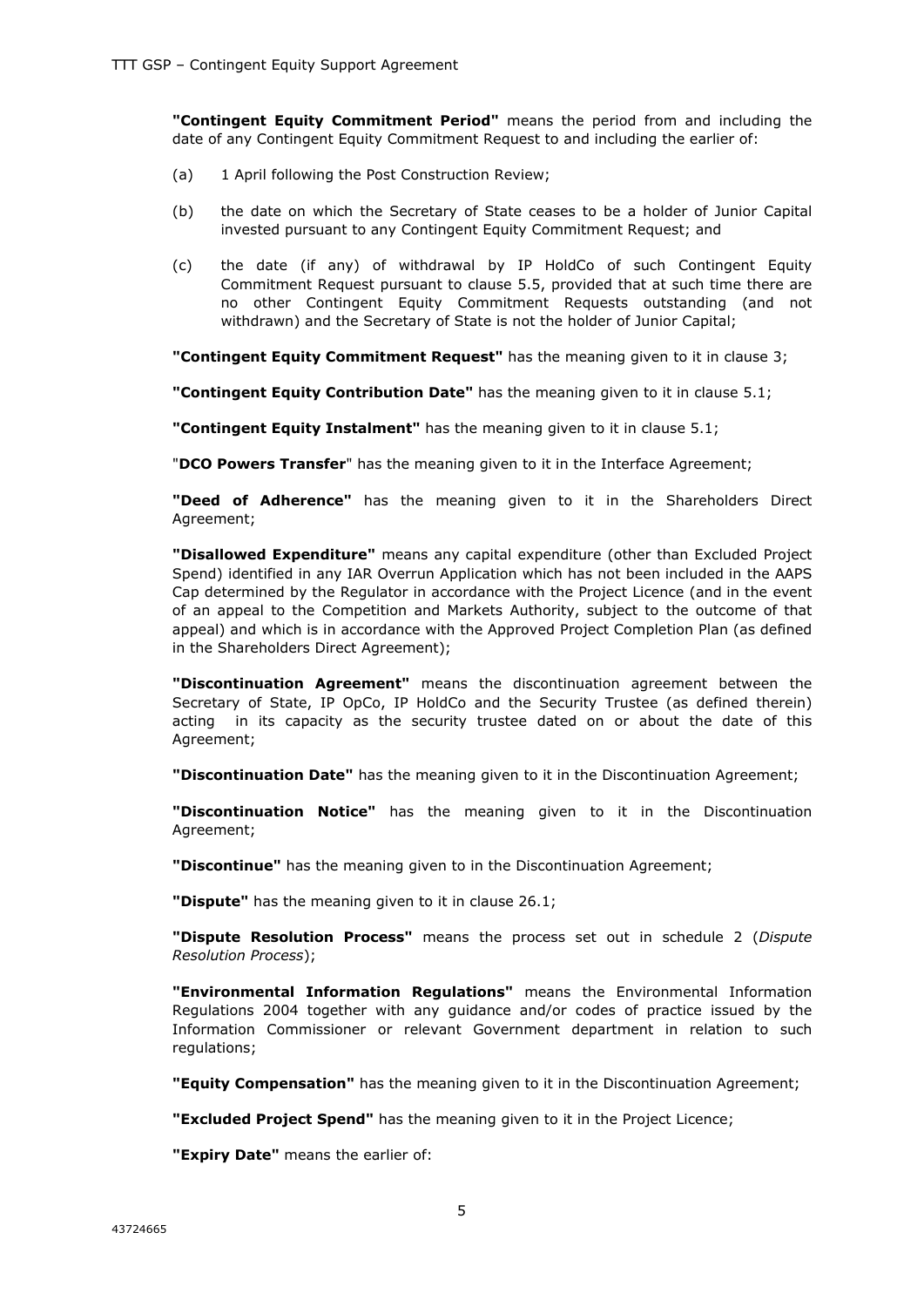**"Contingent Equity Commitment Period"** means the period from and including the date of any Contingent Equity Commitment Request to and including the earlier of:

(a) 1 April following the Post Construction Review;

(b) the date on which the Secretary of State ceases to be a holder of Junior Capital invested pursuant to any Contingent Equity Commitment Request; and

(c) the date (if any) of withdrawal by IP HoldCo of such Contingent Equity Commitment Request pursuant to clause 5.5, provided that at such time there are no other Contingent Equity Commitment Requests outstanding (and not withdrawn) and the Secretary of State is not the holder of Junior Capital;

**"Contingent Equity Commitment Request"** has the meaning given to it in clause 3;

**"Contingent Equity Contribution Date"** has the meaning given to it in clause 5.1;

**"Contingent Equity Instalment"** has the meaning given to it in clause 5.1;

"**DCO Powers Transfer**" has the meaning given to it in the Interface Agreement;

**"Deed of Adherence"** has the meaning given to it in the Shareholders Direct Agreement;

**"Disallowed Expenditure"** means any capital expenditure (other than Excluded Project Spend) identified in any IAR Overrun Application which has not been included in the AAPS Cap determined by the Regulator in accordance with the Project Licence (and in the event of an appeal to the Competition and Markets Authority, subject to the outcome of that appeal) and which is in accordance with the Approved Project Completion Plan (as defined in the Shareholders Direct Agreement);

**"Discontinuation Agreement"** means the discontinuation agreement between the Secretary of State, IP OpCo, IP HoldCo and the Security Trustee (as defined therein) acting in its capacity as the security trustee dated on or about the date of this Agreement;

**"Discontinuation Date"** has the meaning given to it in the Discontinuation Agreement;

**"Discontinuation Notice"** has the meaning given to it in the Discontinuation Agreement;

**"Discontinue"** has the meaning given to in the Discontinuation Agreement;

**"Dispute"** has the meaning given to it in clause 26.1;

**"Dispute Resolution Process"** means the process set out in schedule 2 (*Dispute Resolution Process*);

**"Environmental Information Regulations"** means the Environmental Information Regulations 2004 together with any guidance and/or codes of practice issued by the Information Commissioner or relevant Government department in relation to such regulations;

**"Equity Compensation"** has the meaning given to it in the Discontinuation Agreement;

**"Excluded Project Spend"** has the meaning given to it in the Project Licence;

**"Expiry Date"** means the earlier of: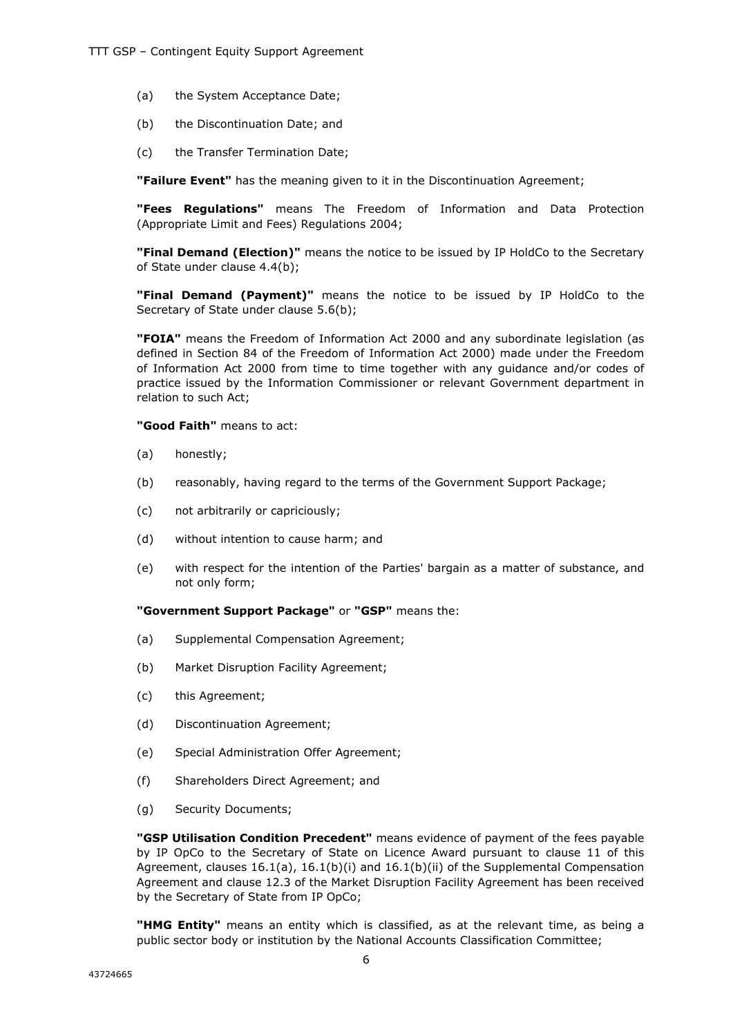(a) the System Acceptance Date;

(b) the Discontinuation Date; and

(c) the Transfer Termination Date;

**"Failure Event"** has the meaning given to it in the Discontinuation Agreement;

**"Fees Regulations"** means The Freedom of Information and Data Protection (Appropriate Limit and Fees) Regulations 2004;

**"Final Demand (Election)"** means the notice to be issued by IP HoldCo to the Secretary of State under clause 4.4(b);

**"Final Demand (Payment)"** means the notice to be issued by IP HoldCo to the Secretary of State under clause 5.6(b);

**"FOIA"** means the Freedom of Information Act 2000 and any subordinate legislation (as defined in Section 84 of the Freedom of Information Act 2000) made under the Freedom of Information Act 2000 from time to time together with any guidance and/or codes of practice issued by the Information Commissioner or relevant Government department in relation to such Act;

**"Good Faith"** means to act:

(a) honestly;

(b) reasonably, having regard to the terms of the Government Support Package;

(c) not arbitrarily or capriciously;

(d) without intention to cause harm; and

(e) with respect for the intention of the Parties' bargain as a matter of substance, and not only form;

**"Government Support Package"** or **"GSP"** means the:

(a) Supplemental Compensation Agreement;

(b) Market Disruption Facility Agreement;

(c) this Agreement;

(d) Discontinuation Agreement;

(e) Special Administration Offer Agreement;

(f) Shareholders Direct Agreement; and

(g) Security Documents;

**"GSP Utilisation Condition Precedent"** means evidence of payment of the fees payable by IP OpCo to the Secretary of State on Licence Award pursuant to clause 11 of this Agreement, clauses 16.1(a), 16.1(b)(i) and 16.1(b)(ii) of the Supplemental Compensation Agreement and clause 12.3 of the Market Disruption Facility Agreement has been received by the Secretary of State from IP OpCo;

**"HMG Entity"** means an entity which is classified, as at the relevant time, as being a public sector body or institution by the National Accounts Classification Committee;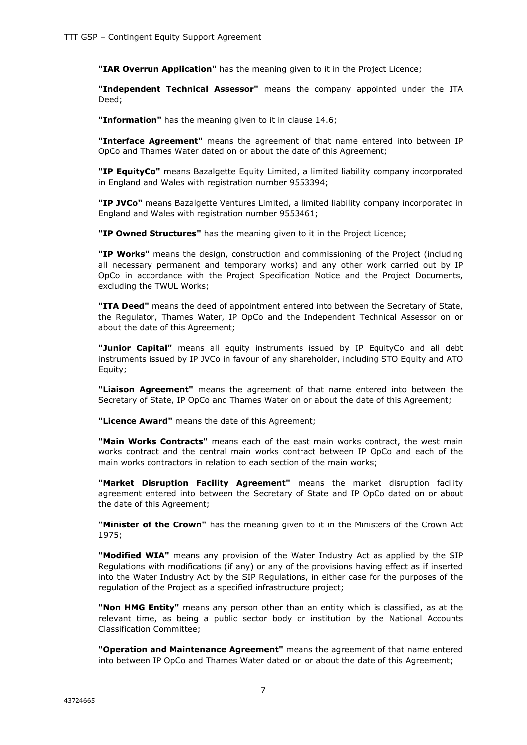**"IAR Overrun Application"** has the meaning given to it in the Project Licence;

**"Independent Technical Assessor"** means the company appointed under the ITA Deed;

**"Information"** has the meaning given to it in clause 14.6;

**"Interface Agreement"** means the agreement of that name entered into between IP OpCo and Thames Water dated on or about the date of this Agreement;

**"IP EquityCo"** means Bazalgette Equity Limited, a limited liability company incorporated in England and Wales with registration number 9553394;

**"IP JVCo"** means Bazalgette Ventures Limited, a limited liability company incorporated in England and Wales with registration number 9553461;

**"IP Owned Structures"** has the meaning given to it in the Project Licence;

**"IP Works"** means the design, construction and commissioning of the Project (including all necessary permanent and temporary works) and any other work carried out by IP OpCo in accordance with the Project Specification Notice and the Project Documents, excluding the TWUL Works;

**"ITA Deed"** means the deed of appointment entered into between the Secretary of State, the Regulator, Thames Water, IP OpCo and the Independent Technical Assessor on or about the date of this Agreement;

**"Junior Capital"** means all equity instruments issued by IP EquityCo and all debt instruments issued by IP JVCo in favour of any shareholder, including STO Equity and ATO Equity;

**"Liaison Agreement"** means the agreement of that name entered into between the Secretary of State, IP OpCo and Thames Water on or about the date of this Agreement;

**"Licence Award"** means the date of this Agreement;

**"Main Works Contracts"** means each of the east main works contract, the west main works contract and the central main works contract between IP OpCo and each of the main works contractors in relation to each section of the main works;

**"Market Disruption Facility Agreement"** means the market disruption facility agreement entered into between the Secretary of State and IP OpCo dated on or about the date of this Agreement;

**"Minister of the Crown"** has the meaning given to it in the Ministers of the Crown Act 1975;

**"Modified WIA"** means any provision of the Water Industry Act as applied by the SIP Regulations with modifications (if any) or any of the provisions having effect as if inserted into the Water Industry Act by the SIP Regulations, in either case for the purposes of the regulation of the Project as a specified infrastructure project;

**"Non HMG Entity"** means any person other than an entity which is classified, as at the relevant time, as being a public sector body or institution by the National Accounts Classification Committee;

**"Operation and Maintenance Agreement"** means the agreement of that name entered into between IP OpCo and Thames Water dated on or about the date of this Agreement;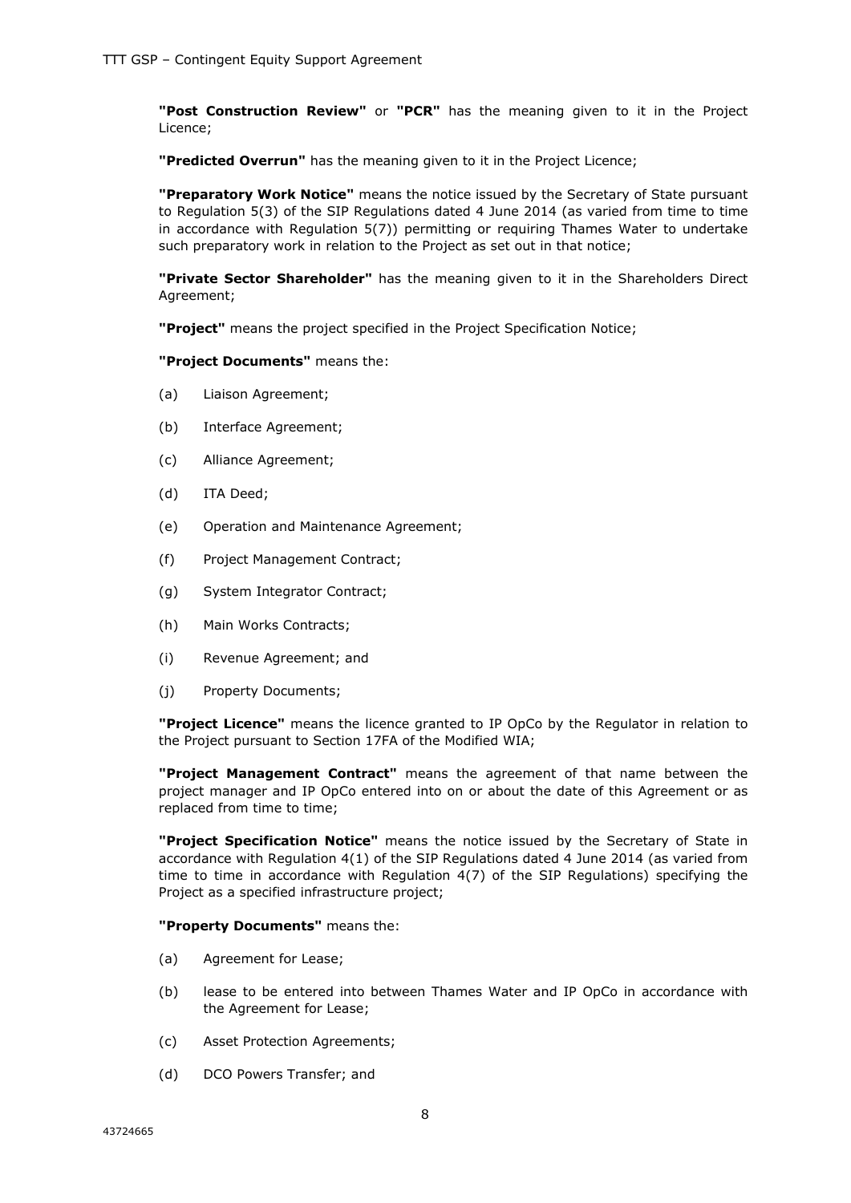**"Post Construction Review"** or **"PCR"** has the meaning given to it in the Project Licence;

**"Predicted Overrun"** has the meaning given to it in the Project Licence;

**"Preparatory Work Notice"** means the notice issued by the Secretary of State pursuant to Regulation 5(3) of the SIP Regulations dated 4 June 2014 (as varied from time to time in accordance with Regulation 5(7)) permitting or requiring Thames Water to undertake such preparatory work in relation to the Project as set out in that notice;

**"Private Sector Shareholder"** has the meaning given to it in the Shareholders Direct Agreement;

**"Project"** means the project specified in the Project Specification Notice;

**"Project Documents"** means the:

(a) Liaison Agreement;

(b) Interface Agreement;

(c) Alliance Agreement;

(d) ITA Deed;

(e) Operation and Maintenance Agreement;

(f) Project Management Contract;

(g) System Integrator Contract;

(h) Main Works Contracts;

(i) Revenue Agreement; and

(j) Property Documents;

**"Project Licence"** means the licence granted to IP OpCo by the Regulator in relation to the Project pursuant to Section 17FA of the Modified WIA;

**"Project Management Contract"** means the agreement of that name between the project manager and IP OpCo entered into on or about the date of this Agreement or as replaced from time to time;

**"Project Specification Notice"** means the notice issued by the Secretary of State in accordance with Regulation 4(1) of the SIP Regulations dated 4 June 2014 (as varied from time to time in accordance with Regulation 4(7) of the SIP Regulations) specifying the Project as a specified infrastructure project;

**"Property Documents"** means the:

(a) Agreement for Lease;

(b) lease to be entered into between Thames Water and IP OpCo in accordance with the Agreement for Lease;

(c) Asset Protection Agreements;

(d) DCO Powers Transfer; and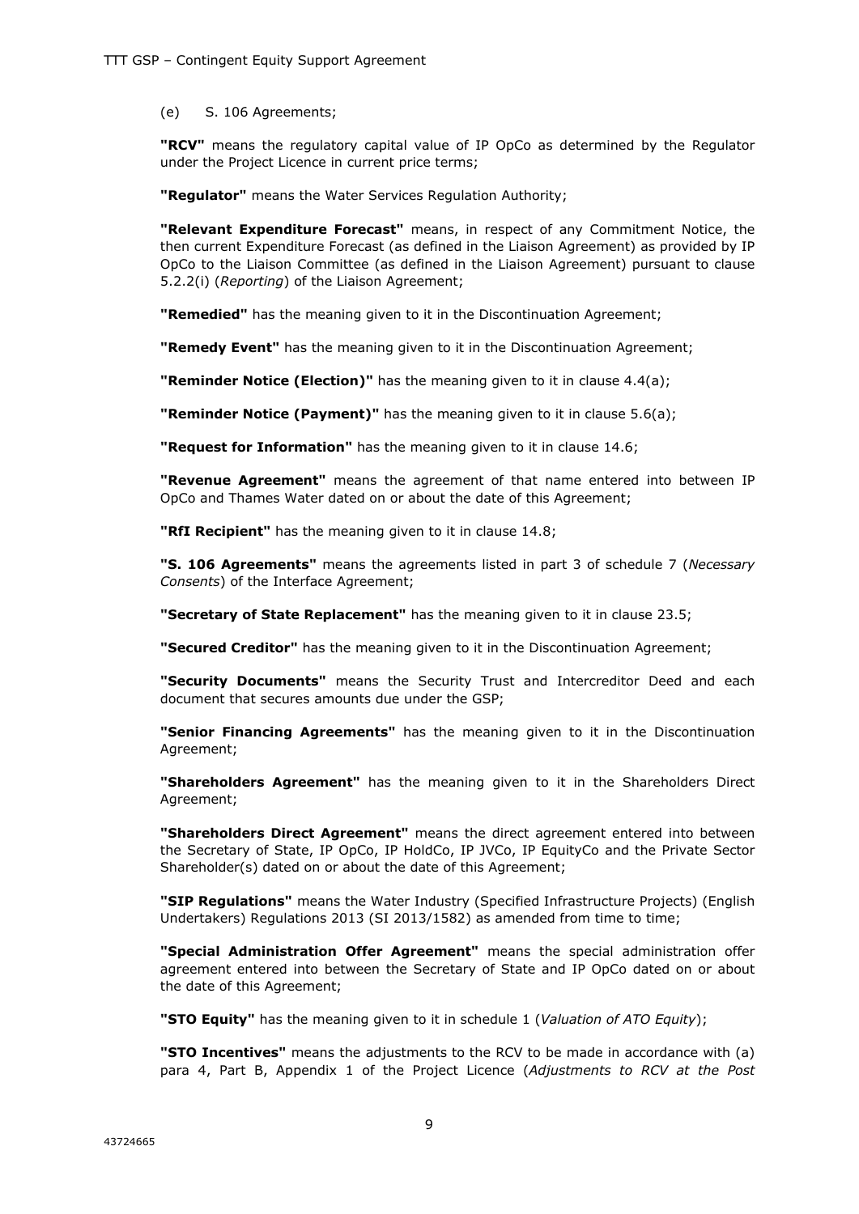(e) S. 106 Agreements;

**"RCV"** means the regulatory capital value of IP OpCo as determined by the Regulator under the Project Licence in current price terms;

**"Regulator"** means the Water Services Regulation Authority;

**"Relevant Expenditure Forecast"** means, in respect of any Commitment Notice, the then current Expenditure Forecast (as defined in the Liaison Agreement) as provided by IP OpCo to the Liaison Committee (as defined in the Liaison Agreement) pursuant to clause 5.2.2(i) (*Reporting*) of the Liaison Agreement;

**"Remedied"** has the meaning given to it in the Discontinuation Agreement;

**"Remedy Event"** has the meaning given to it in the Discontinuation Agreement;

**"Reminder Notice (Election)"** has the meaning given to it in clause 4.4(a);

**"Reminder Notice (Payment)"** has the meaning given to it in clause 5.6(a);

**"Request for Information"** has the meaning given to it in clause 14.6;

**"Revenue Agreement"** means the agreement of that name entered into between IP OpCo and Thames Water dated on or about the date of this Agreement;

**"RfI Recipient"** has the meaning given to it in clause 14.8;

**"S. 106 Agreements"** means the agreements listed in part 3 of schedule 7 (*Necessary Consents*) of the Interface Agreement;

**"Secretary of State Replacement"** has the meaning given to it in clause 23.5;

**"Secured Creditor"** has the meaning given to it in the Discontinuation Agreement;

**"Security Documents"** means the Security Trust and Intercreditor Deed and each document that secures amounts due under the GSP;

**"Senior Financing Agreements"** has the meaning given to it in the Discontinuation Agreement;

**"Shareholders Agreement"** has the meaning given to it in the Shareholders Direct Agreement;

**"Shareholders Direct Agreement"** means the direct agreement entered into between the Secretary of State, IP OpCo, IP HoldCo, IP JVCo, IP EquityCo and the Private Sector Shareholder(s) dated on or about the date of this Agreement;

**"SIP Regulations"** means the Water Industry (Specified Infrastructure Projects) (English Undertakers) Regulations 2013 (SI 2013/1582) as amended from time to time;

**"Special Administration Offer Agreement"** means the special administration offer agreement entered into between the Secretary of State and IP OpCo dated on or about the date of this Agreement;

**"STO Equity"** has the meaning given to it in schedule 1 (*Valuation of ATO Equity*);

**"STO Incentives"** means the adjustments to the RCV to be made in accordance with (a) para 4, Part B, Appendix 1 of the Project Licence (*Adjustments to RCV at the Post*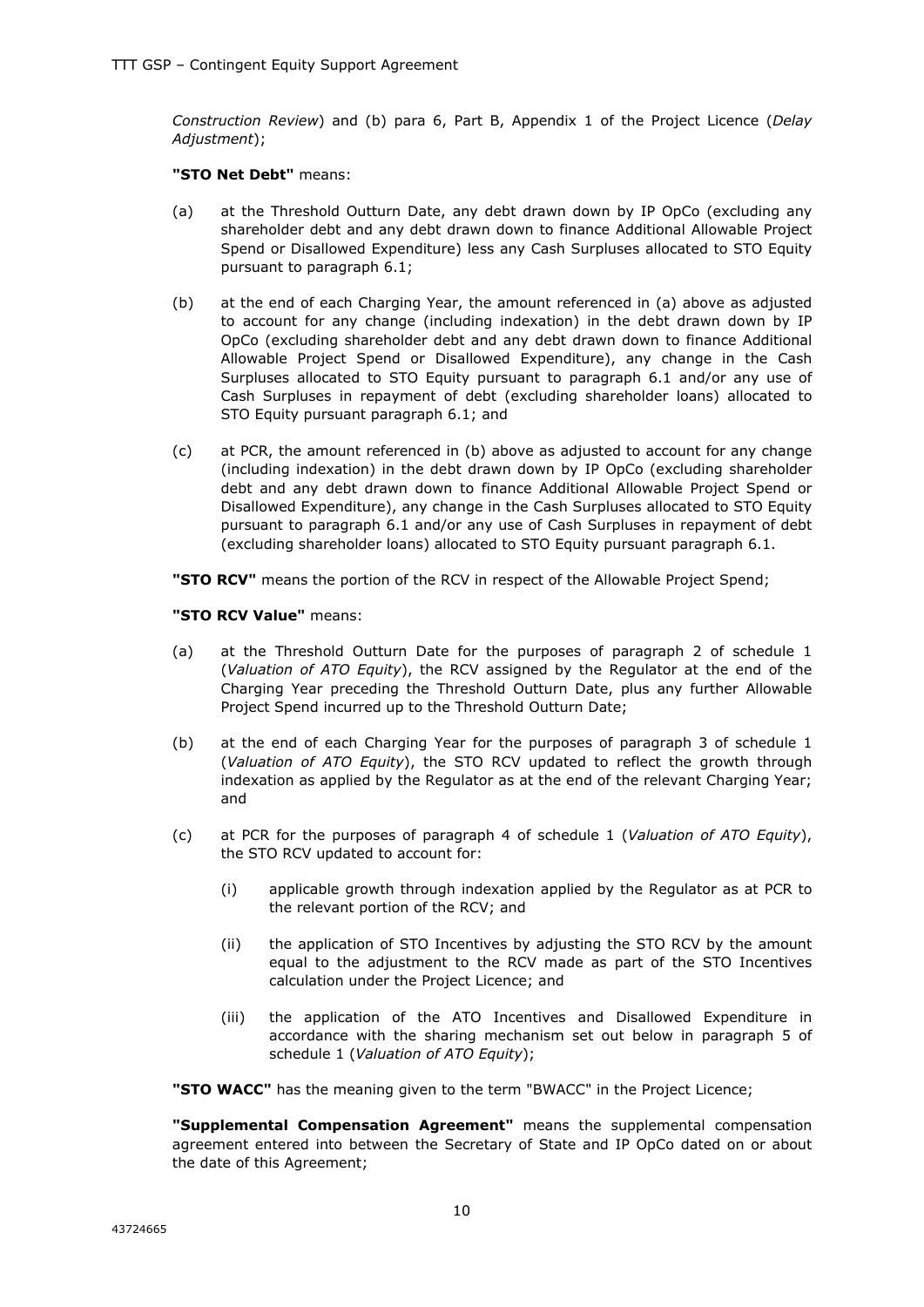*Construction Review*) and (b) para 6, Part B, Appendix 1 of the Project Licence (*Delay Adjustment*);

**"STO Net Debt"** means:

(a) at the Threshold Outturn Date, any debt drawn down by IP OpCo (excluding any shareholder debt and any debt drawn down to finance Additional Allowable Project Spend or Disallowed Expenditure) less any Cash Surpluses allocated to STO Equity pursuant to paragraph 6.1;

(b) at the end of each Charging Year, the amount referenced in (a) above as adjusted to account for any change (including indexation) in the debt drawn down by IP OpCo (excluding shareholder debt and any debt drawn down to finance Additional Allowable Project Spend or Disallowed Expenditure), any change in the Cash Surpluses allocated to STO Equity pursuant to paragraph 6.1 and/or any use of Cash Surpluses in repayment of debt (excluding shareholder loans) allocated to STO Equity pursuant paragraph 6.1; and

(c) at PCR, the amount referenced in (b) above as adjusted to account for any change (including indexation) in the debt drawn down by IP OpCo (excluding shareholder debt and any debt drawn down to finance Additional Allowable Project Spend or Disallowed Expenditure), any change in the Cash Surpluses allocated to STO Equity pursuant to paragraph 6.1 and/or any use of Cash Surpluses in repayment of debt (excluding shareholder loans) allocated to STO Equity pursuant paragraph 6.1.

**"STO RCV"** means the portion of the RCV in respect of the Allowable Project Spend;

**"STO RCV Value"** means:

(a) at the Threshold Outturn Date for the purposes of paragraph 2 of schedule 1 (*Valuation of ATO Equity*), the RCV assigned by the Regulator at the end of the Charging Year preceding the Threshold Outturn Date, plus any further Allowable Project Spend incurred up to the Threshold Outturn Date;

(b) at the end of each Charging Year for the purposes of paragraph 3 of schedule 1 (*Valuation of ATO Equity*), the STO RCV updated to reflect the growth through indexation as applied by the Regulator as at the end of the relevant Charging Year; and

(c) at PCR for the purposes of paragraph 4 of schedule 1 (*Valuation of ATO Equity*), the STO RCV updated to account for:

   (i) applicable growth through indexation applied by the Regulator as at PCR to the relevant portion of the RCV; and

   (ii) the application of STO Incentives by adjusting the STO RCV by the amount equal to the adjustment to the RCV made as part of the STO Incentives calculation under the Project Licence; and

   (iii) the application of the ATO Incentives and Disallowed Expenditure in accordance with the sharing mechanism set out below in paragraph 5 of schedule 1 (*Valuation of ATO Equity*);

**"STO WACC"** has the meaning given to the term "BWACC" in the Project Licence;

**"Supplemental Compensation Agreement"** means the supplemental compensation agreement entered into between the Secretary of State and IP OpCo dated on or about the date of this Agreement;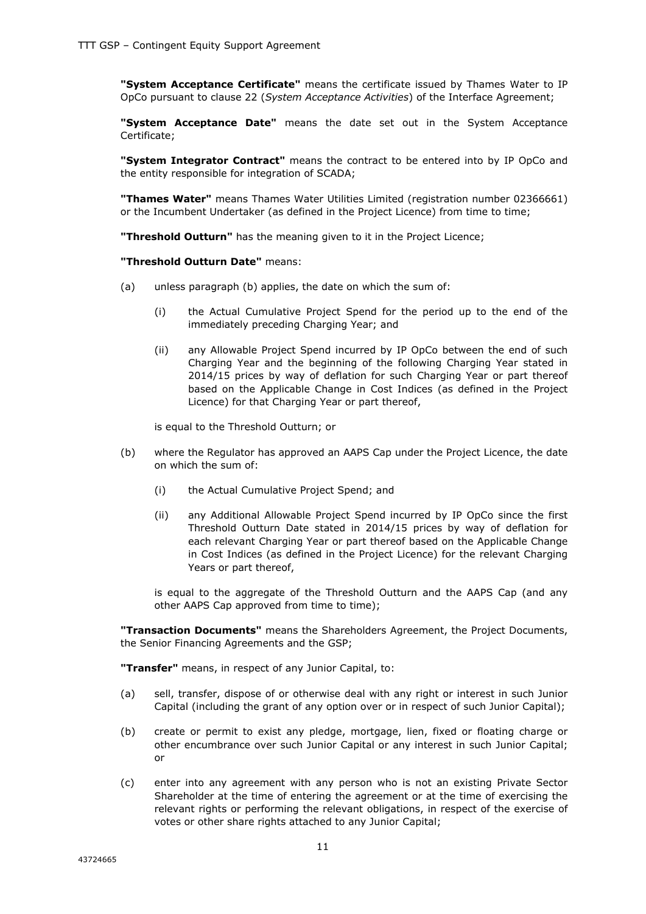**"System Acceptance Certificate"** means the certificate issued by Thames Water to IP OpCo pursuant to clause 22 (*System Acceptance Activities*) of the Interface Agreement;

**"System Acceptance Date"** means the date set out in the System Acceptance Certificate;

**"System Integrator Contract"** means the contract to be entered into by IP OpCo and the entity responsible for integration of SCADA;

**"Thames Water"** means Thames Water Utilities Limited (registration number 02366661) or the Incumbent Undertaker (as defined in the Project Licence) from time to time;

**"Threshold Outturn"** has the meaning given to it in the Project Licence;

**"Threshold Outturn Date"** means:

(a) unless paragraph (b) applies, the date on which the sum of:

   (i) the Actual Cumulative Project Spend for the period up to the end of the immediately preceding Charging Year; and

   (ii) any Allowable Project Spend incurred by IP OpCo between the end of such Charging Year and the beginning of the following Charging Year stated in 2014/15 prices by way of deflation for such Charging Year or part thereof based on the Applicable Change in Cost Indices (as defined in the Project Licence) for that Charging Year or part thereof,

   is equal to the Threshold Outturn; or

(b) where the Regulator has approved an AAPS Cap under the Project Licence, the date on which the sum of:

   (i) the Actual Cumulative Project Spend; and

   (ii) any Additional Allowable Project Spend incurred by IP OpCo since the first Threshold Outturn Date stated in 2014/15 prices by way of deflation for each relevant Charging Year or part thereof based on the Applicable Change in Cost Indices (as defined in the Project Licence) for the relevant Charging Years or part thereof,

   is equal to the aggregate of the Threshold Outturn and the AAPS Cap (and any other AAPS Cap approved from time to time);

**"Transaction Documents"** means the Shareholders Agreement, the Project Documents, the Senior Financing Agreements and the GSP;

**"Transfer"** means, in respect of any Junior Capital, to:

(a) sell, transfer, dispose of or otherwise deal with any right or interest in such Junior Capital (including the grant of any option over or in respect of such Junior Capital);

(b) create or permit to exist any pledge, mortgage, lien, fixed or floating charge or other encumbrance over such Junior Capital or any interest in such Junior Capital; or

(c) enter into any agreement with any person who is not an existing Private Sector Shareholder at the time of entering the agreement or at the time of exercising the relevant rights or performing the relevant obligations, in respect of the exercise of votes or other share rights attached to any Junior Capital;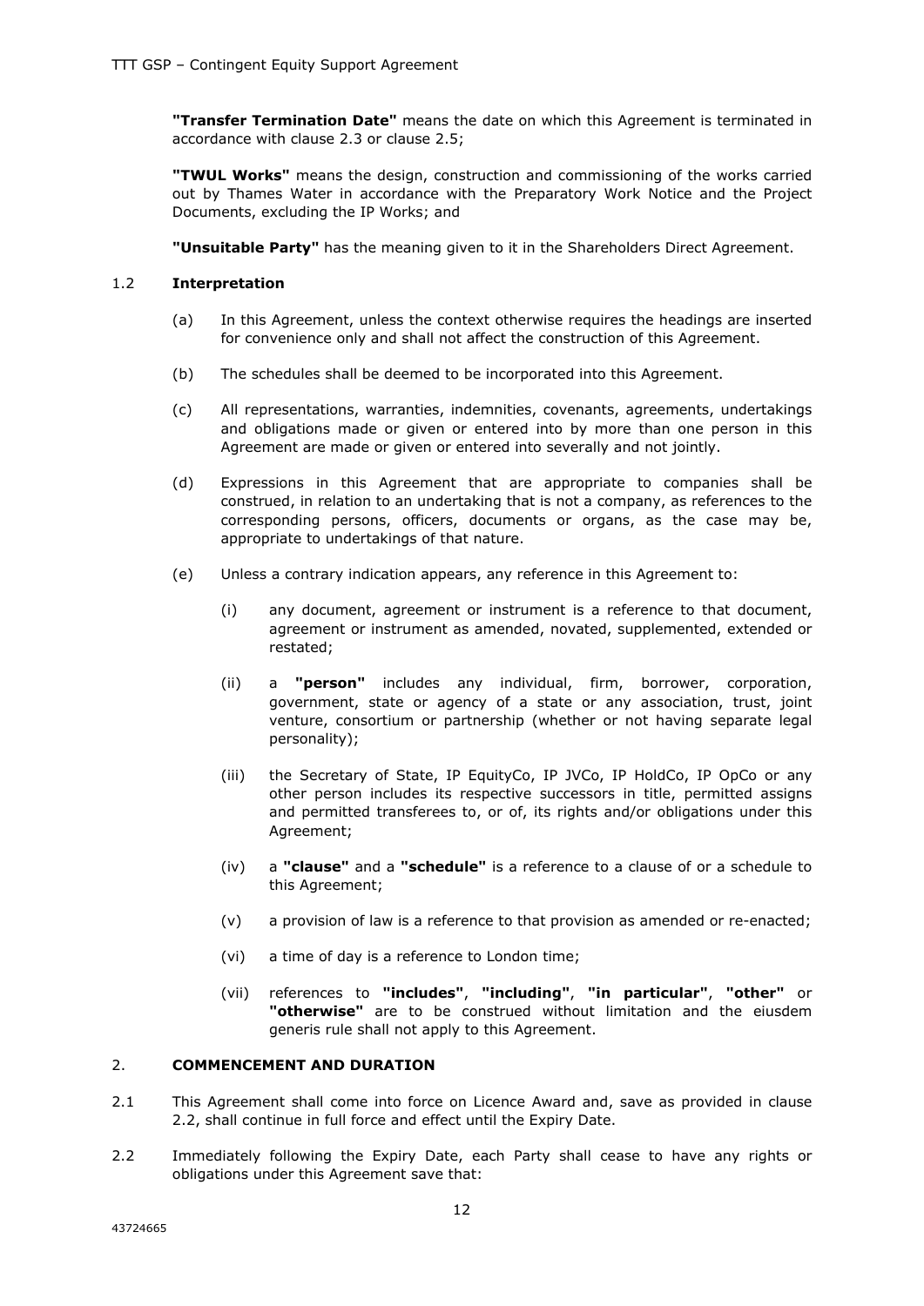**"Transfer Termination Date"** means the date on which this Agreement is terminated in accordance with clause 2.3 or clause 2.5;

**"TWUL Works"** means the design, construction and commissioning of the works carried out by Thames Water in accordance with the Preparatory Work Notice and the Project Documents, excluding the IP Works; and

**"Unsuitable Party"** has the meaning given to it in the Shareholders Direct Agreement.

### 1.2 Interpretation

(a) In this Agreement, unless the context otherwise requires the headings are inserted for convenience only and shall not affect the construction of this Agreement.

(b) The schedules shall be deemed to be incorporated into this Agreement.

(c) All representations, warranties, indemnities, covenants, agreements, undertakings and obligations made or given or entered into by more than one person in this Agreement are made or given or entered into severally and not jointly.

(d) Expressions in this Agreement that are appropriate to companies shall be construed, in relation to an undertaking that is not a company, as references to the corresponding persons, officers, documents or organs, as the case may be, appropriate to undertakings of that nature.

(e) Unless a contrary indication appears, any reference in this Agreement to:

(i) any document, agreement or instrument is a reference to that document, agreement or instrument as amended, novated, supplemented, extended or restated;

(ii) a **"person"** includes any individual, firm, borrower, corporation, government, state or agency of a state or any association, trust, joint venture, consortium or partnership (whether or not having separate legal personality);

(iii) the Secretary of State, IP EquityCo, IP JVCo, IP HoldCo, IP OpCo or any other person includes its respective successors in title, permitted assigns and permitted transferees to, or of, its rights and/or obligations under this Agreement;

(iv) a **"clause"** and a **"schedule"** is a reference to a clause of or a schedule to this Agreement;

(v) a provision of law is a reference to that provision as amended or re-enacted;

(vi) a time of day is a reference to London time;

(vii) references to **"includes"**, **"including"**, **"in particular"**, **"other"** or **"otherwise"** are to be construed without limitation and the eiusdem generis rule shall not apply to this Agreement.

## 2. COMMENCEMENT AND DURATION

2.1 This Agreement shall come into force on Licence Award and, save as provided in clause 2.2, shall continue in full force and effect until the Expiry Date.

2.2 Immediately following the Expiry Date, each Party shall cease to have any rights or obligations under this Agreement save that: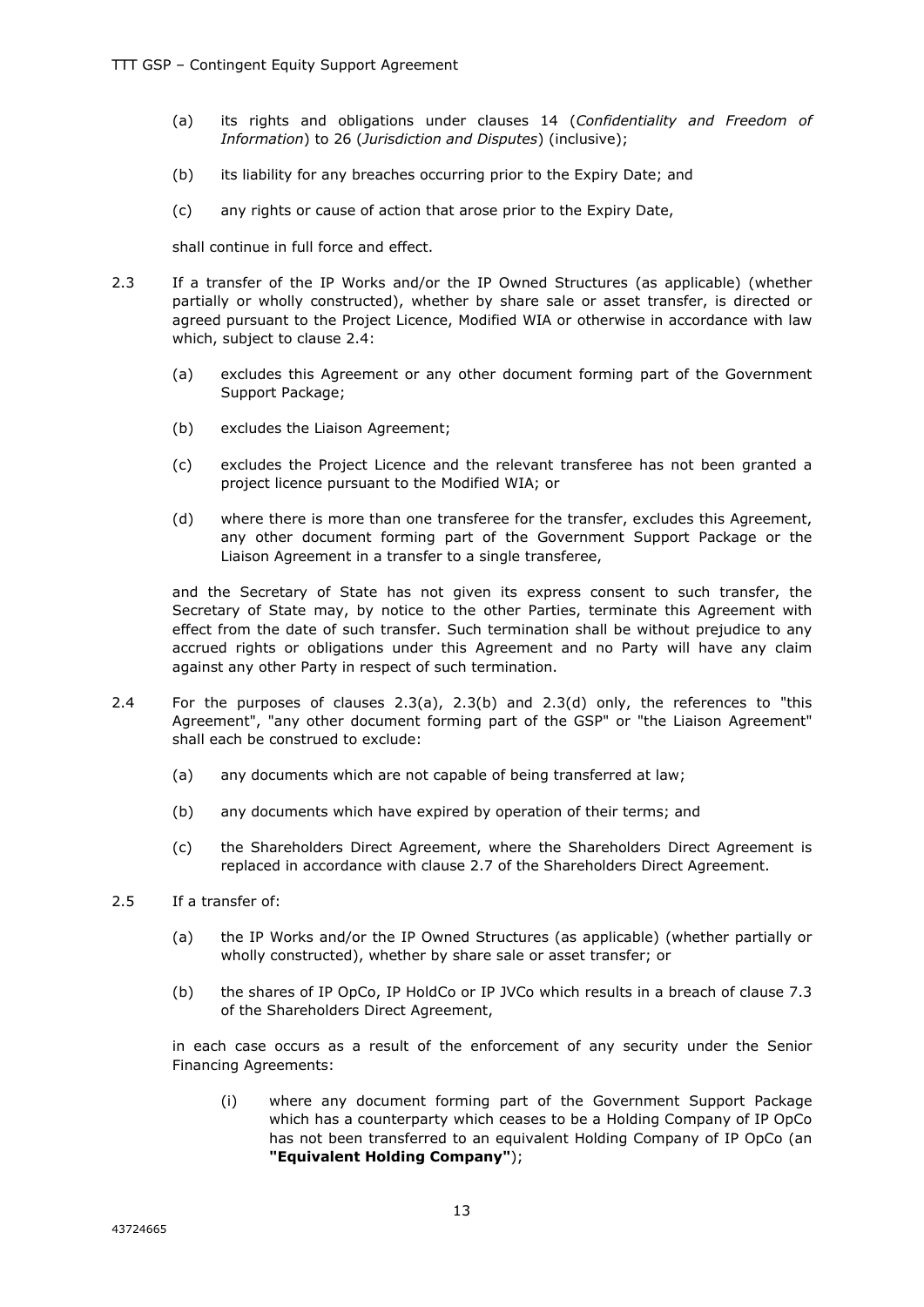(a) its rights and obligations under clauses 14 (*Confidentiality and Freedom of Information*) to 26 (*Jurisdiction and Disputes*) (inclusive);

(b) its liability for any breaches occurring prior to the Expiry Date; and

(c) any rights or cause of action that arose prior to the Expiry Date,

shall continue in full force and effect.

2.3 If a transfer of the IP Works and/or the IP Owned Structures (as applicable) (whether partially or wholly constructed), whether by share sale or asset transfer, is directed or agreed pursuant to the Project Licence, Modified WIA or otherwise in accordance with law which, subject to clause 2.4:

(a) excludes this Agreement or any other document forming part of the Government Support Package;

(b) excludes the Liaison Agreement;

(c) excludes the Project Licence and the relevant transferee has not been granted a project licence pursuant to the Modified WIA; or

(d) where there is more than one transferee for the transfer, excludes this Agreement, any other document forming part of the Government Support Package or the Liaison Agreement in a transfer to a single transferee,

and the Secretary of State has not given its express consent to such transfer, the Secretary of State may, by notice to the other Parties, terminate this Agreement with effect from the date of such transfer. Such termination shall be without prejudice to any accrued rights or obligations under this Agreement and no Party will have any claim against any other Party in respect of such termination.

2.4 For the purposes of clauses 2.3(a), 2.3(b) and 2.3(d) only, the references to "this Agreement", "any other document forming part of the GSP" or "the Liaison Agreement" shall each be construed to exclude:

(a) any documents which are not capable of being transferred at law;

(b) any documents which have expired by operation of their terms; and

(c) the Shareholders Direct Agreement, where the Shareholders Direct Agreement is replaced in accordance with clause 2.7 of the Shareholders Direct Agreement.

2.5 If a transfer of:

(a) the IP Works and/or the IP Owned Structures (as applicable) (whether partially or wholly constructed), whether by share sale or asset transfer; or

(b) the shares of IP OpCo, IP HoldCo or IP JVCo which results in a breach of clause 7.3 of the Shareholders Direct Agreement,

in each case occurs as a result of the enforcement of any security under the Senior Financing Agreements:

(i) where any document forming part of the Government Support Package which has a counterparty which ceases to be a Holding Company of IP OpCo has not been transferred to an equivalent Holding Company of IP OpCo (an **"Equivalent Holding Company"**);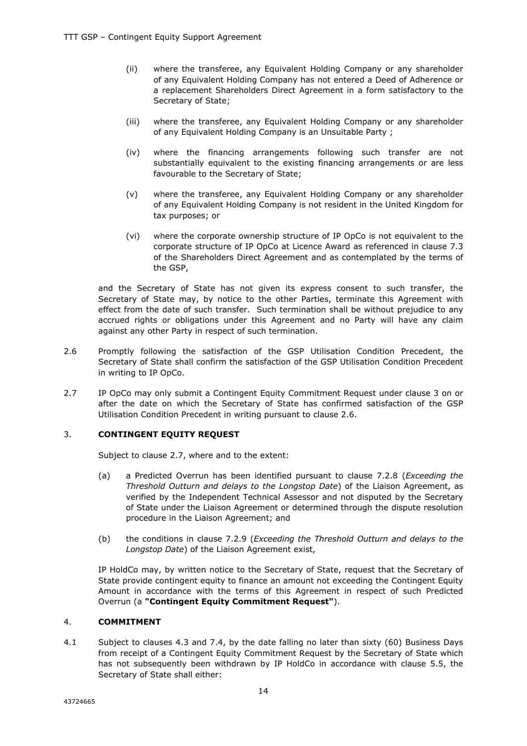(ii) where the transferee, any Equivalent Holding Company or any shareholder of any Equivalent Holding Company has not entered a Deed of Adherence or a replacement Shareholders Direct Agreement in a form satisfactory to the Secretary of State;

(iii) where the transferee, any Equivalent Holding Company or any shareholder of any Equivalent Holding Company is an Unsuitable Party ;

(iv) where the financing arrangements following such transfer are not substantially equivalent to the existing financing arrangements or are less favourable to the Secretary of State;

(v) where the transferee, any Equivalent Holding Company or any shareholder of any Equivalent Holding Company is not resident in the United Kingdom for tax purposes; or

(vi) where the corporate ownership structure of IP OpCo is not equivalent to the corporate structure of IP OpCo at Licence Award as referenced in clause 7.3 of the Shareholders Direct Agreement and as contemplated by the terms of the GSP,

and the Secretary of State has not given its express consent to such transfer, the Secretary of State may, by notice to the other Parties, terminate this Agreement with effect from the date of such transfer. Such termination shall be without prejudice to any accrued rights or obligations under this Agreement and no Party will have any claim against any other Party in respect of such termination.

2.6 Promptly following the satisfaction of the GSP Utilisation Condition Precedent, the Secretary of State shall confirm the satisfaction of the GSP Utilisation Condition Precedent in writing to IP OpCo.

2.7 IP OpCo may only submit a Contingent Equity Commitment Request under clause 3 on or after the date on which the Secretary of State has confirmed satisfaction of the GSP Utilisation Condition Precedent in writing pursuant to clause 2.6.

## 3. CONTINGENT EQUITY REQUEST

Subject to clause 2.7, where and to the extent:

(a) a Predicted Overrun has been identified pursuant to clause 7.2.8 (*Exceeding the Threshold Outturn and delays to the Longstop Date*) of the Liaison Agreement, as verified by the Independent Technical Assessor and not disputed by the Secretary of State under the Liaison Agreement or determined through the dispute resolution procedure in the Liaison Agreement; and

(b) the conditions in clause 7.2.9 (*Exceeding the Threshold Outturn and delays to the Longstop Date*) of the Liaison Agreement exist,

IP HoldCo may, by written notice to the Secretary of State, request that the Secretary of State provide contingent equity to finance an amount not exceeding the Contingent Equity Amount in accordance with the terms of this Agreement in respect of such Predicted Overrun (a **"Contingent Equity Commitment Request"**).

## 4. COMMITMENT

4.1 Subject to clauses 4.3 and 7.4, by the date falling no later than sixty (60) Business Days from receipt of a Contingent Equity Commitment Request by the Secretary of State which has not subsequently been withdrawn by IP HoldCo in accordance with clause 5.5, the Secretary of State shall either: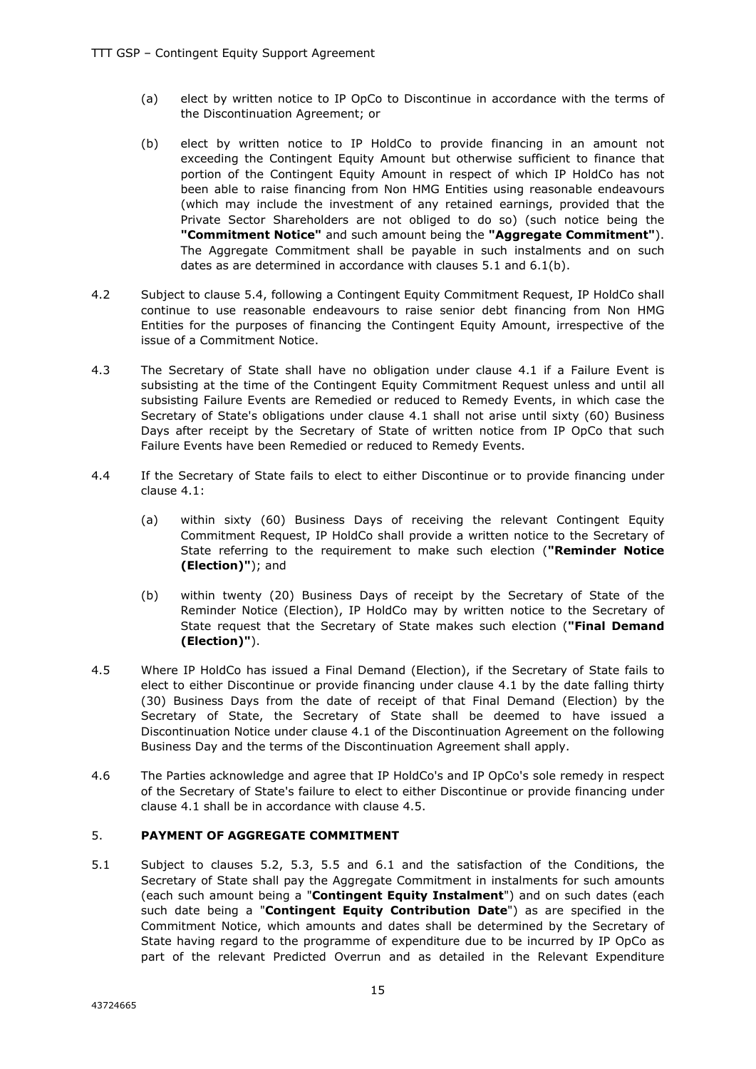(a) elect by written notice to IP OpCo to Discontinue in accordance with the terms of the Discontinuation Agreement; or

(b) elect by written notice to IP HoldCo to provide financing in an amount not exceeding the Contingent Equity Amount but otherwise sufficient to finance that portion of the Contingent Equity Amount in respect of which IP HoldCo has not been able to raise financing from Non HMG Entities using reasonable endeavours (which may include the investment of any retained earnings, provided that the Private Sector Shareholders are not obliged to do so) (such notice being the **"Commitment Notice"** and such amount being the **"Aggregate Commitment"**). The Aggregate Commitment shall be payable in such instalments and on such dates as are determined in accordance with clauses 5.1 and 6.1(b).

4.2 Subject to clause 5.4, following a Contingent Equity Commitment Request, IP HoldCo shall continue to use reasonable endeavours to raise senior debt financing from Non HMG Entities for the purposes of financing the Contingent Equity Amount, irrespective of the issue of a Commitment Notice.

4.3 The Secretary of State shall have no obligation under clause 4.1 if a Failure Event is subsisting at the time of the Contingent Equity Commitment Request unless and until all subsisting Failure Events are Remedied or reduced to Remedy Events, in which case the Secretary of State's obligations under clause 4.1 shall not arise until sixty (60) Business Days after receipt by the Secretary of State of written notice from IP OpCo that such Failure Events have been Remedied or reduced to Remedy Events.

4.4 If the Secretary of State fails to elect to either Discontinue or to provide financing under clause 4.1:

(a) within sixty (60) Business Days of receiving the relevant Contingent Equity Commitment Request, IP HoldCo shall provide a written notice to the Secretary of State referring to the requirement to make such election (**"Reminder Notice (Election)"**); and

(b) within twenty (20) Business Days of receipt by the Secretary of State of the Reminder Notice (Election), IP HoldCo may by written notice to the Secretary of State request that the Secretary of State makes such election (**"Final Demand (Election)"**).

4.5 Where IP HoldCo has issued a Final Demand (Election), if the Secretary of State fails to elect to either Discontinue or provide financing under clause 4.1 by the date falling thirty (30) Business Days from the date of receipt of that Final Demand (Election) by the Secretary of State, the Secretary of State shall be deemed to have issued a Discontinuation Notice under clause 4.1 of the Discontinuation Agreement on the following Business Day and the terms of the Discontinuation Agreement shall apply.

4.6 The Parties acknowledge and agree that IP HoldCo's and IP OpCo's sole remedy in respect of the Secretary of State's failure to elect to either Discontinue or provide financing under clause 4.1 shall be in accordance with clause 4.5.

## 5. PAYMENT OF AGGREGATE COMMITMENT

5.1 Subject to clauses 5.2, 5.3, 5.5 and 6.1 and the satisfaction of the Conditions, the Secretary of State shall pay the Aggregate Commitment in instalments for such amounts (each such amount being a "**Contingent Equity Instalment**") and on such dates (each such date being a "**Contingent Equity Contribution Date**") as are specified in the Commitment Notice, which amounts and dates shall be determined by the Secretary of State having regard to the programme of expenditure due to be incurred by IP OpCo as part of the relevant Predicted Overrun and as detailed in the Relevant Expenditure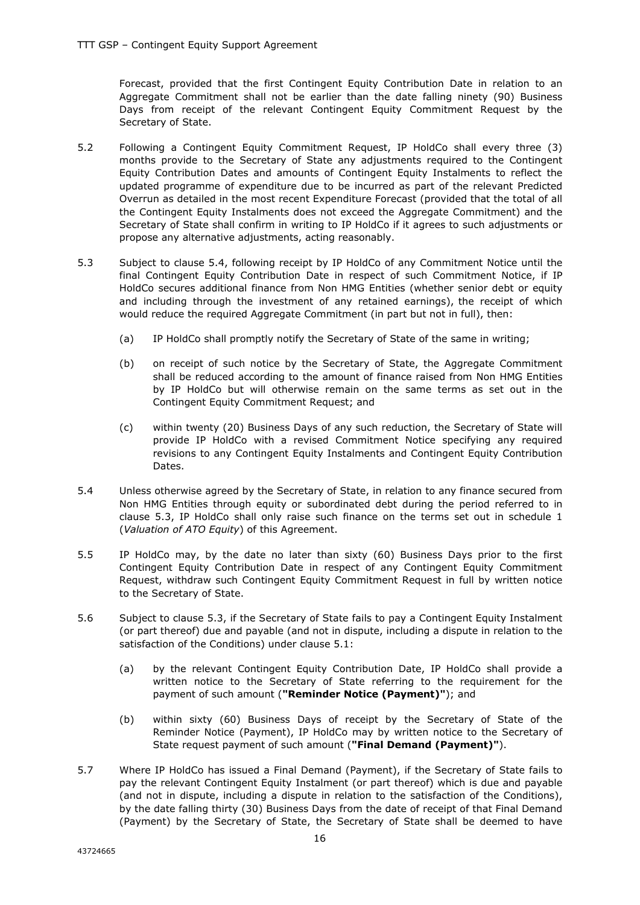Forecast, provided that the first Contingent Equity Contribution Date in relation to an Aggregate Commitment shall not be earlier than the date falling ninety (90) Business Days from receipt of the relevant Contingent Equity Commitment Request by the Secretary of State.

5.2 Following a Contingent Equity Commitment Request, IP HoldCo shall every three (3) months provide to the Secretary of State any adjustments required to the Contingent Equity Contribution Dates and amounts of Contingent Equity Instalments to reflect the updated programme of expenditure due to be incurred as part of the relevant Predicted Overrun as detailed in the most recent Expenditure Forecast (provided that the total of all the Contingent Equity Instalments does not exceed the Aggregate Commitment) and the Secretary of State shall confirm in writing to IP HoldCo if it agrees to such adjustments or propose any alternative adjustments, acting reasonably.

5.3 Subject to clause 5.4, following receipt by IP HoldCo of any Commitment Notice until the final Contingent Equity Contribution Date in respect of such Commitment Notice, if IP HoldCo secures additional finance from Non HMG Entities (whether senior debt or equity and including through the investment of any retained earnings), the receipt of which would reduce the required Aggregate Commitment (in part but not in full), then:

(a) IP HoldCo shall promptly notify the Secretary of State of the same in writing;

(b) on receipt of such notice by the Secretary of State, the Aggregate Commitment shall be reduced according to the amount of finance raised from Non HMG Entities by IP HoldCo but will otherwise remain on the same terms as set out in the Contingent Equity Commitment Request; and

(c) within twenty (20) Business Days of any such reduction, the Secretary of State will provide IP HoldCo with a revised Commitment Notice specifying any required revisions to any Contingent Equity Instalments and Contingent Equity Contribution Dates.

5.4 Unless otherwise agreed by the Secretary of State, in relation to any finance secured from Non HMG Entities through equity or subordinated debt during the period referred to in clause 5.3, IP HoldCo shall only raise such finance on the terms set out in schedule 1 (*Valuation of ATO Equity*) of this Agreement.

5.5 IP HoldCo may, by the date no later than sixty (60) Business Days prior to the first Contingent Equity Contribution Date in respect of any Contingent Equity Commitment Request, withdraw such Contingent Equity Commitment Request in full by written notice to the Secretary of State.

5.6 Subject to clause 5.3, if the Secretary of State fails to pay a Contingent Equity Instalment (or part thereof) due and payable (and not in dispute, including a dispute in relation to the satisfaction of the Conditions) under clause 5.1:

(a) by the relevant Contingent Equity Contribution Date, IP HoldCo shall provide a written notice to the Secretary of State referring to the requirement for the payment of such amount (**"Reminder Notice (Payment)"**); and

(b) within sixty (60) Business Days of receipt by the Secretary of State of the Reminder Notice (Payment), IP HoldCo may by written notice to the Secretary of State request payment of such amount (**"Final Demand (Payment)"**).

5.7 Where IP HoldCo has issued a Final Demand (Payment), if the Secretary of State fails to pay the relevant Contingent Equity Instalment (or part thereof) which is due and payable (and not in dispute, including a dispute in relation to the satisfaction of the Conditions), by the date falling thirty (30) Business Days from the date of receipt of that Final Demand (Payment) by the Secretary of State, the Secretary of State shall be deemed to have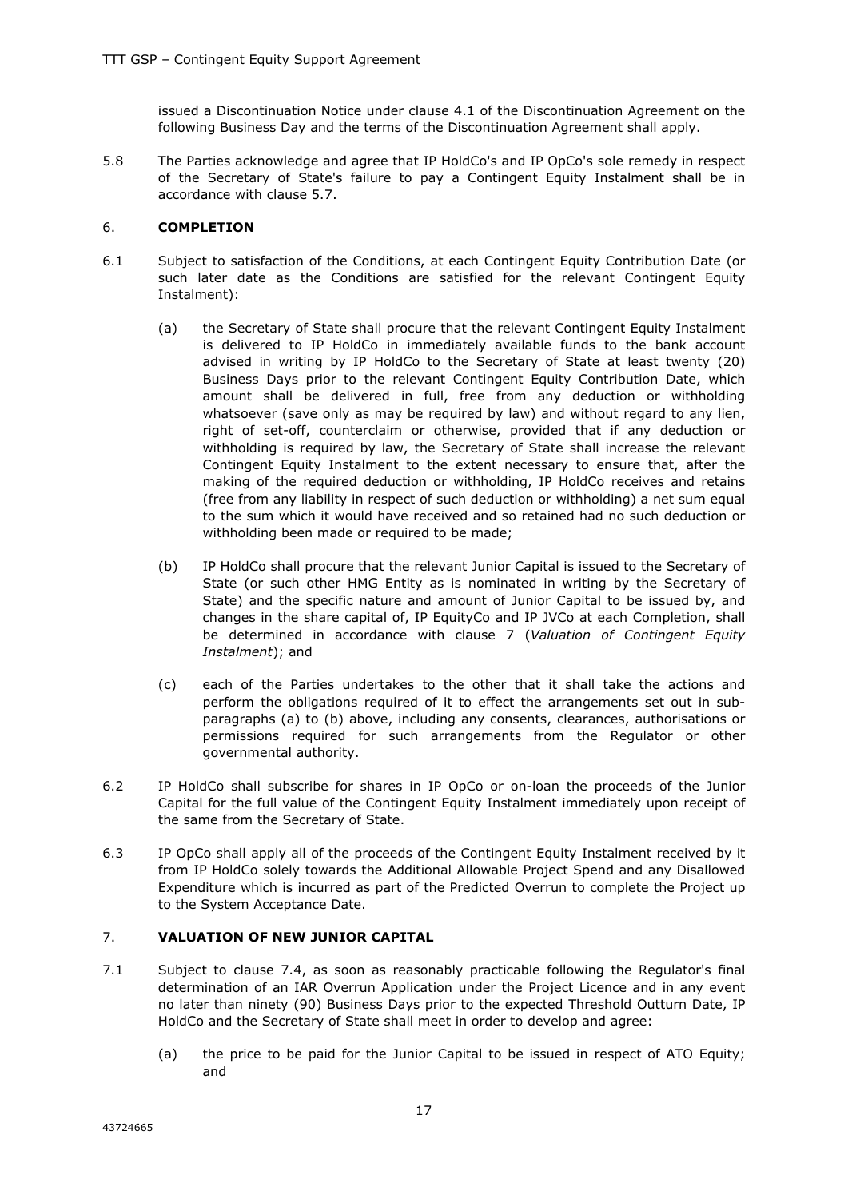issued a Discontinuation Notice under clause 4.1 of the Discontinuation Agreement on the following Business Day and the terms of the Discontinuation Agreement shall apply.

5.8 The Parties acknowledge and agree that IP HoldCo's and IP OpCo's sole remedy in respect of the Secretary of State's failure to pay a Contingent Equity Instalment shall be in accordance with clause 5.7.

## 6. COMPLETION

6.1 Subject to satisfaction of the Conditions, at each Contingent Equity Contribution Date (or such later date as the Conditions are satisfied for the relevant Contingent Equity Instalment):

(a) the Secretary of State shall procure that the relevant Contingent Equity Instalment is delivered to IP HoldCo in immediately available funds to the bank account advised in writing by IP HoldCo to the Secretary of State at least twenty (20) Business Days prior to the relevant Contingent Equity Contribution Date, which amount shall be delivered in full, free from any deduction or withholding whatsoever (save only as may be required by law) and without regard to any lien, right of set-off, counterclaim or otherwise, provided that if any deduction or withholding is required by law, the Secretary of State shall increase the relevant Contingent Equity Instalment to the extent necessary to ensure that, after the making of the required deduction or withholding, IP HoldCo receives and retains (free from any liability in respect of such deduction or withholding) a net sum equal to the sum which it would have received and so retained had no such deduction or withholding been made or required to be made;

(b) IP HoldCo shall procure that the relevant Junior Capital is issued to the Secretary of State (or such other HMG Entity as is nominated in writing by the Secretary of State) and the specific nature and amount of Junior Capital to be issued by, and changes in the share capital of, IP EquityCo and IP JVCo at each Completion, shall be determined in accordance with clause 7 (*Valuation of Contingent Equity Instalment*); and

(c) each of the Parties undertakes to the other that it shall take the actions and perform the obligations required of it to effect the arrangements set out in sub-paragraphs (a) to (b) above, including any consents, clearances, authorisations or permissions required for such arrangements from the Regulator or other governmental authority.

6.2 IP HoldCo shall subscribe for shares in IP OpCo or on-loan the proceeds of the Junior Capital for the full value of the Contingent Equity Instalment immediately upon receipt of the same from the Secretary of State.

6.3 IP OpCo shall apply all of the proceeds of the Contingent Equity Instalment received by it from IP HoldCo solely towards the Additional Allowable Project Spend and any Disallowed Expenditure which is incurred as part of the Predicted Overrun to complete the Project up to the System Acceptance Date.

## 7. VALUATION OF NEW JUNIOR CAPITAL

7.1 Subject to clause 7.4, as soon as reasonably practicable following the Regulator's final determination of an IAR Overrun Application under the Project Licence and in any event no later than ninety (90) Business Days prior to the expected Threshold Outturn Date, IP HoldCo and the Secretary of State shall meet in order to develop and agree:

(a) the price to be paid for the Junior Capital to be issued in respect of ATO Equity; and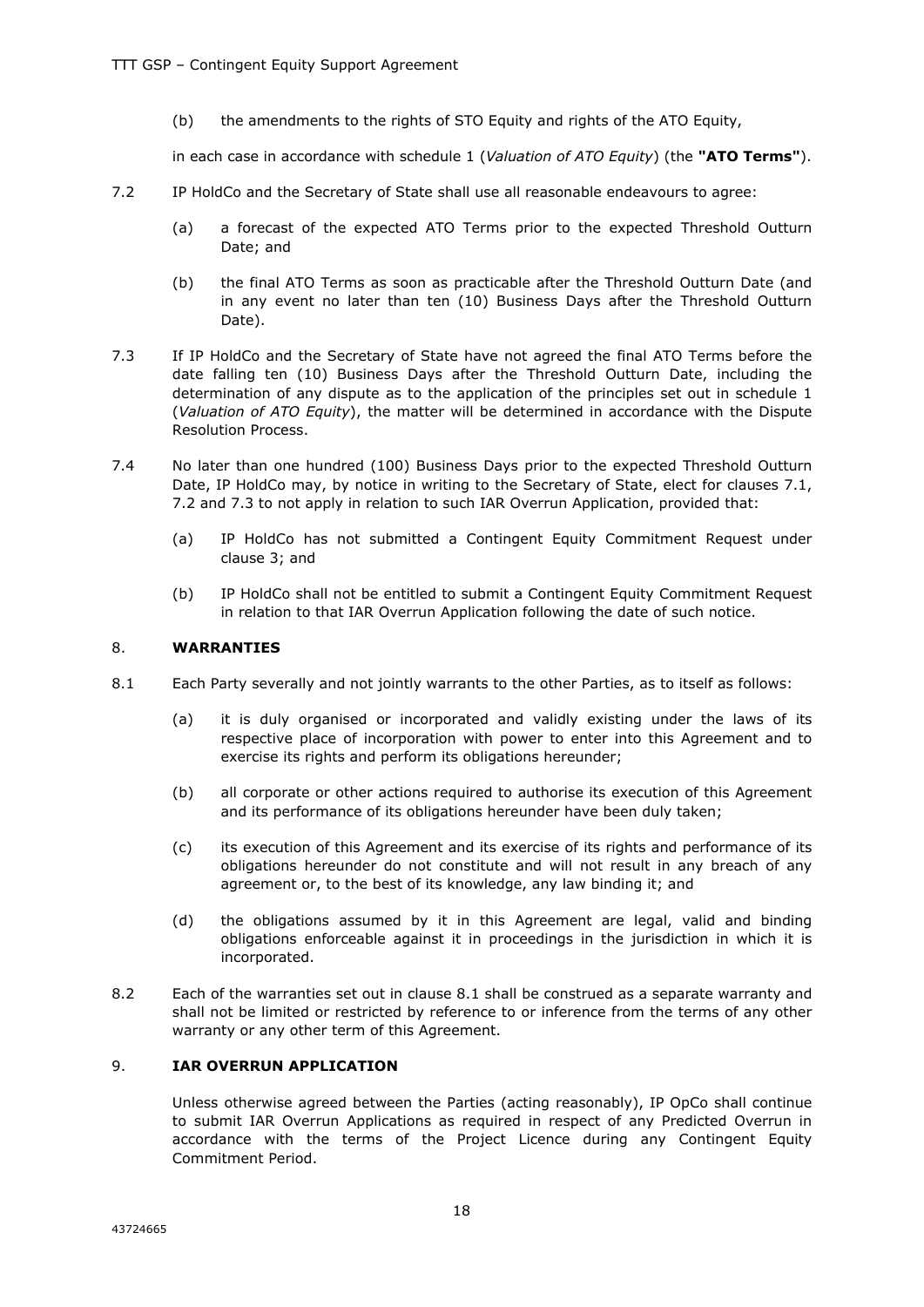(b) the amendments to the rights of STO Equity and rights of the ATO Equity,

in each case in accordance with schedule 1 (*Valuation of ATO Equity*) (the **"ATO Terms"**).

7.2 IP HoldCo and the Secretary of State shall use all reasonable endeavours to agree:

(a) a forecast of the expected ATO Terms prior to the expected Threshold Outturn Date; and

(b) the final ATO Terms as soon as practicable after the Threshold Outturn Date (and in any event no later than ten (10) Business Days after the Threshold Outturn Date).

7.3 If IP HoldCo and the Secretary of State have not agreed the final ATO Terms before the date falling ten (10) Business Days after the Threshold Outturn Date, including the determination of any dispute as to the application of the principles set out in schedule 1 (*Valuation of ATO Equity*), the matter will be determined in accordance with the Dispute Resolution Process.

7.4 No later than one hundred (100) Business Days prior to the expected Threshold Outturn Date, IP HoldCo may, by notice in writing to the Secretary of State, elect for clauses 7.1, 7.2 and 7.3 to not apply in relation to such IAR Overrun Application, provided that:

(a) IP HoldCo has not submitted a Contingent Equity Commitment Request under clause 3; and

(b) IP HoldCo shall not be entitled to submit a Contingent Equity Commitment Request in relation to that IAR Overrun Application following the date of such notice.

## 8. WARRANTIES

8.1 Each Party severally and not jointly warrants to the other Parties, as to itself as follows:

(a) it is duly organised or incorporated and validly existing under the laws of its respective place of incorporation with power to enter into this Agreement and to exercise its rights and perform its obligations hereunder;

(b) all corporate or other actions required to authorise its execution of this Agreement and its performance of its obligations hereunder have been duly taken;

(c) its execution of this Agreement and its exercise of its rights and performance of its obligations hereunder do not constitute and will not result in any breach of any agreement or, to the best of its knowledge, any law binding it; and

(d) the obligations assumed by it in this Agreement are legal, valid and binding obligations enforceable against it in proceedings in the jurisdiction in which it is incorporated.

8.2 Each of the warranties set out in clause 8.1 shall be construed as a separate warranty and shall not be limited or restricted by reference to or inference from the terms of any other warranty or any other term of this Agreement.

## 9. IAR OVERRUN APPLICATION

Unless otherwise agreed between the Parties (acting reasonably), IP OpCo shall continue to submit IAR Overrun Applications as required in respect of any Predicted Overrun in accordance with the terms of the Project Licence during any Contingent Equity Commitment Period.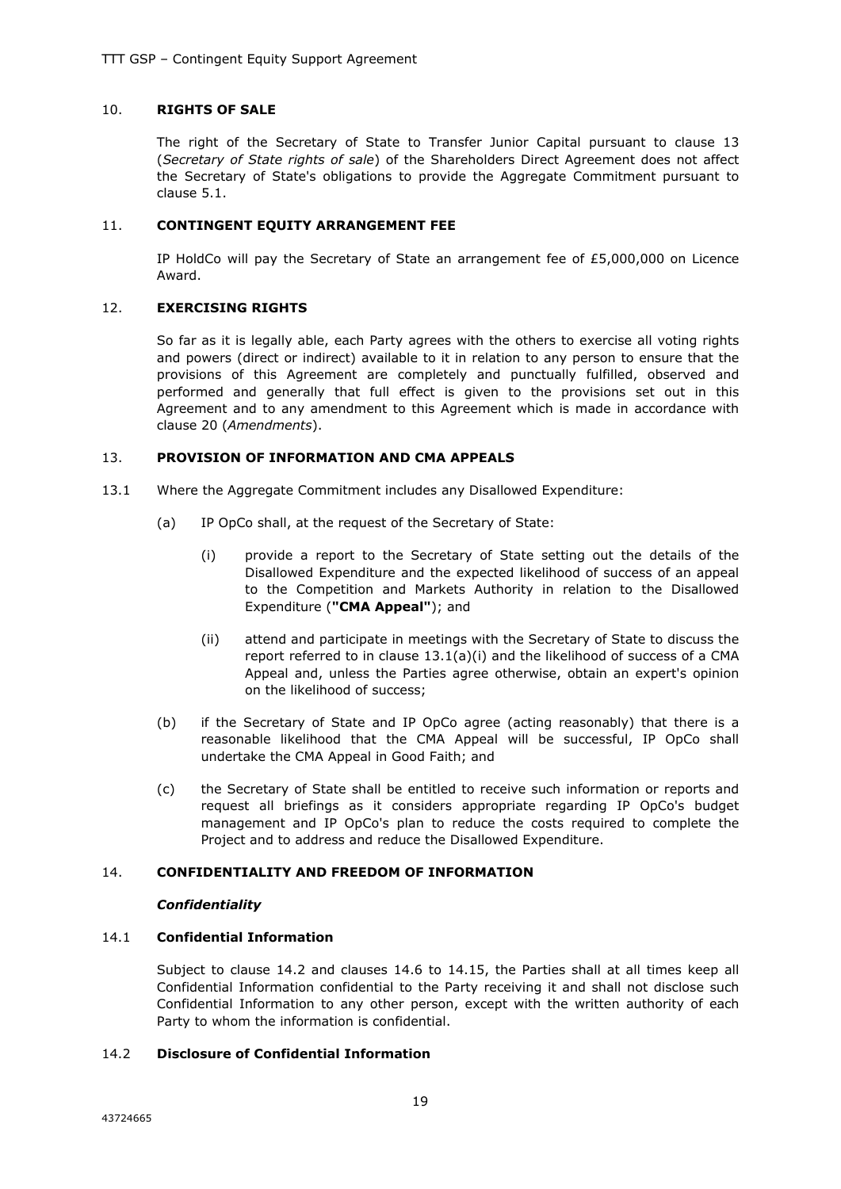## 10. RIGHTS OF SALE

The right of the Secretary of State to Transfer Junior Capital pursuant to clause 13 (*Secretary of State rights of sale*) of the Shareholders Direct Agreement does not affect the Secretary of State's obligations to provide the Aggregate Commitment pursuant to clause 5.1.

## 11. CONTINGENT EQUITY ARRANGEMENT FEE

IP HoldCo will pay the Secretary of State an arrangement fee of £5,000,000 on Licence Award.

## 12. EXERCISING RIGHTS

So far as it is legally able, each Party agrees with the others to exercise all voting rights and powers (direct or indirect) available to it in relation to any person to ensure that the provisions of this Agreement are completely and punctually fulfilled, observed and performed and generally that full effect is given to the provisions set out in this Agreement and to any amendment to this Agreement which is made in accordance with clause 20 (*Amendments*).

## 13. PROVISION OF INFORMATION AND CMA APPEALS

13.1 Where the Aggregate Commitment includes any Disallowed Expenditure:

(a) IP OpCo shall, at the request of the Secretary of State:

(i) provide a report to the Secretary of State setting out the details of the Disallowed Expenditure and the expected likelihood of success of an appeal to the Competition and Markets Authority in relation to the Disallowed Expenditure (**"CMA Appeal"**); and

(ii) attend and participate in meetings with the Secretary of State to discuss the report referred to in clause 13.1(a)(i) and the likelihood of success of a CMA Appeal and, unless the Parties agree otherwise, obtain an expert's opinion on the likelihood of success;

(b) if the Secretary of State and IP OpCo agree (acting reasonably) that there is a reasonable likelihood that the CMA Appeal will be successful, IP OpCo shall undertake the CMA Appeal in Good Faith; and

(c) the Secretary of State shall be entitled to receive such information or reports and request all briefings as it considers appropriate regarding IP OpCo's budget management and IP OpCo's plan to reduce the costs required to complete the Project and to address and reduce the Disallowed Expenditure.

## 14. CONFIDENTIALITY AND FREEDOM OF INFORMATION

***Confidentiality***

### 14.1 Confidential Information

Subject to clause 14.2 and clauses 14.6 to 14.15, the Parties shall at all times keep all Confidential Information confidential to the Party receiving it and shall not disclose such Confidential Information to any other person, except with the written authority of each Party to whom the information is confidential.

### 14.2 Disclosure of Confidential Information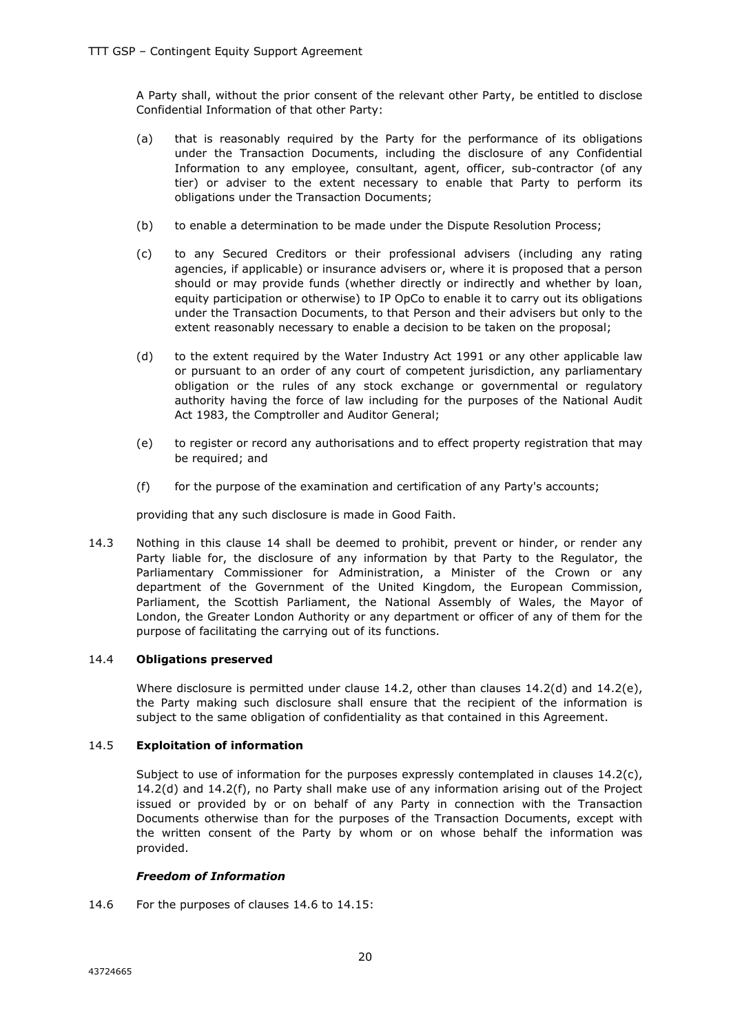A Party shall, without the prior consent of the relevant other Party, be entitled to disclose Confidential Information of that other Party:

(a) that is reasonably required by the Party for the performance of its obligations under the Transaction Documents, including the disclosure of any Confidential Information to any employee, consultant, agent, officer, sub-contractor (of any tier) or adviser to the extent necessary to enable that Party to perform its obligations under the Transaction Documents;

(b) to enable a determination to be made under the Dispute Resolution Process;

(c) to any Secured Creditors or their professional advisers (including any rating agencies, if applicable) or insurance advisers or, where it is proposed that a person should or may provide funds (whether directly or indirectly and whether by loan, equity participation or otherwise) to IP OpCo to enable it to carry out its obligations under the Transaction Documents, to that Person and their advisers but only to the extent reasonably necessary to enable a decision to be taken on the proposal;

(d) to the extent required by the Water Industry Act 1991 or any other applicable law or pursuant to an order of any court of competent jurisdiction, any parliamentary obligation or the rules of any stock exchange or governmental or regulatory authority having the force of law including for the purposes of the National Audit Act 1983, the Comptroller and Auditor General;

(e) to register or record any authorisations and to effect property registration that may be required; and

(f) for the purpose of the examination and certification of any Party's accounts;

providing that any such disclosure is made in Good Faith.

14.3 Nothing in this clause 14 shall be deemed to prohibit, prevent or hinder, or render any Party liable for, the disclosure of any information by that Party to the Regulator, the Parliamentary Commissioner for Administration, a Minister of the Crown or any department of the Government of the United Kingdom, the European Commission, Parliament, the Scottish Parliament, the National Assembly of Wales, the Mayor of London, the Greater London Authority or any department or officer of any of them for the purpose of facilitating the carrying out of its functions.

14.4 **Obligations preserved**

Where disclosure is permitted under clause 14.2, other than clauses 14.2(d) and 14.2(e), the Party making such disclosure shall ensure that the recipient of the information is subject to the same obligation of confidentiality as that contained in this Agreement.

14.5 **Exploitation of information**

Subject to use of information for the purposes expressly contemplated in clauses 14.2(c), 14.2(d) and 14.2(f), no Party shall make use of any information arising out of the Project issued or provided by or on behalf of any Party in connection with the Transaction Documents otherwise than for the purposes of the Transaction Documents, except with the written consent of the Party by whom or on whose behalf the information was provided.

***Freedom of Information***

14.6 For the purposes of clauses 14.6 to 14.15: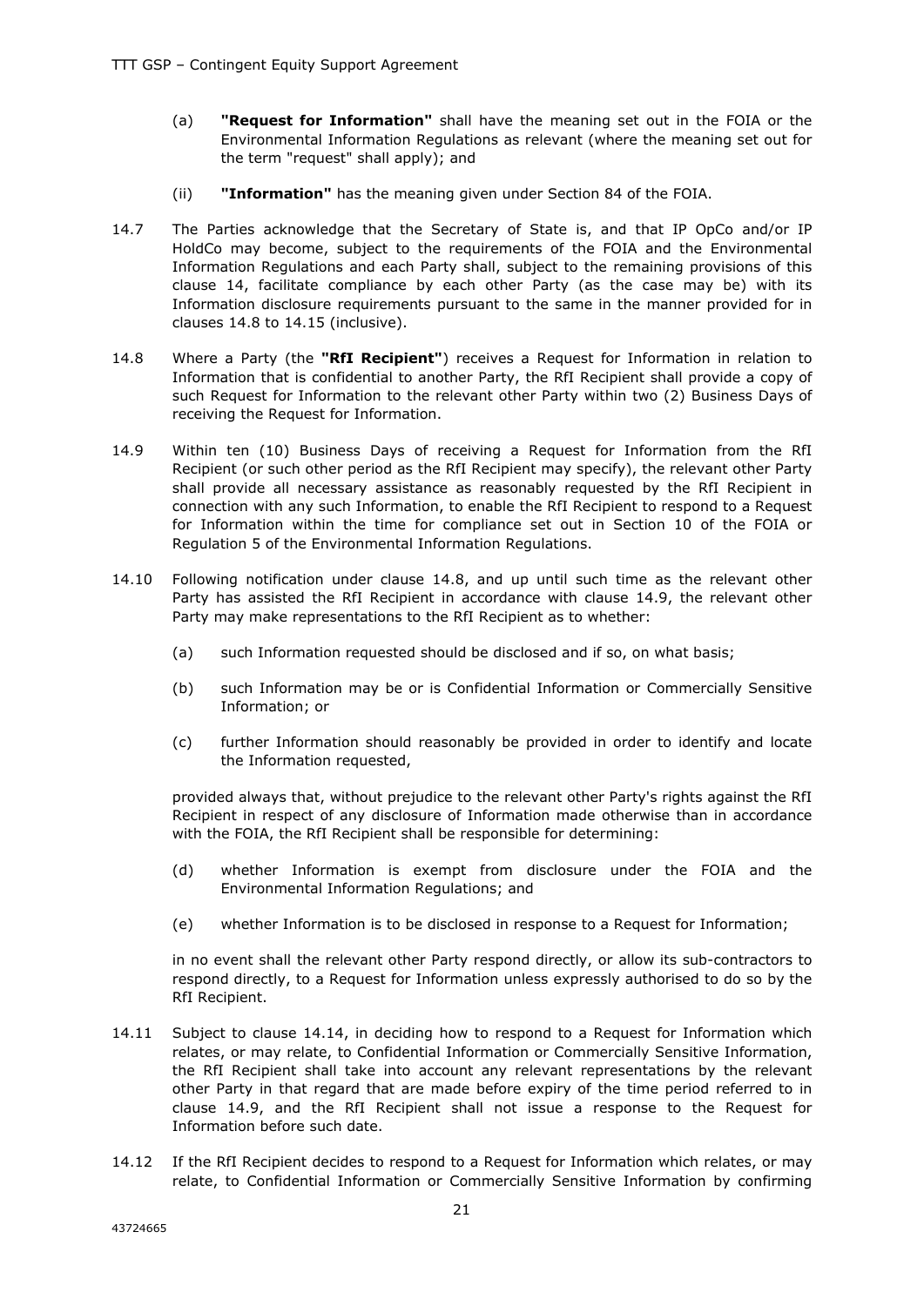(a) **"Request for Information"** shall have the meaning set out in the FOIA or the Environmental Information Regulations as relevant (where the meaning set out for the term "request" shall apply); and

(ii) **"Information"** has the meaning given under Section 84 of the FOIA.

14.7 The Parties acknowledge that the Secretary of State is, and that IP OpCo and/or IP HoldCo may become, subject to the requirements of the FOIA and the Environmental Information Regulations and each Party shall, subject to the remaining provisions of this clause 14, facilitate compliance by each other Party (as the case may be) with its Information disclosure requirements pursuant to the same in the manner provided for in clauses 14.8 to 14.15 (inclusive).

14.8 Where a Party (the **"RfI Recipient"**) receives a Request for Information in relation to Information that is confidential to another Party, the RfI Recipient shall provide a copy of such Request for Information to the relevant other Party within two (2) Business Days of receiving the Request for Information.

14.9 Within ten (10) Business Days of receiving a Request for Information from the RfI Recipient (or such other period as the RfI Recipient may specify), the relevant other Party shall provide all necessary assistance as reasonably requested by the RfI Recipient in connection with any such Information, to enable the RfI Recipient to respond to a Request for Information within the time for compliance set out in Section 10 of the FOIA or Regulation 5 of the Environmental Information Regulations.

14.10 Following notification under clause 14.8, and up until such time as the relevant other Party has assisted the RfI Recipient in accordance with clause 14.9, the relevant other Party may make representations to the RfI Recipient as to whether:

(a) such Information requested should be disclosed and if so, on what basis;

(b) such Information may be or is Confidential Information or Commercially Sensitive Information; or

(c) further Information should reasonably be provided in order to identify and locate the Information requested,

provided always that, without prejudice to the relevant other Party's rights against the RfI Recipient in respect of any disclosure of Information made otherwise than in accordance with the FOIA, the RfI Recipient shall be responsible for determining:

(d) whether Information is exempt from disclosure under the FOIA and the Environmental Information Regulations; and

(e) whether Information is to be disclosed in response to a Request for Information;

in no event shall the relevant other Party respond directly, or allow its sub-contractors to respond directly, to a Request for Information unless expressly authorised to do so by the RfI Recipient.

14.11 Subject to clause 14.14, in deciding how to respond to a Request for Information which relates, or may relate, to Confidential Information or Commercially Sensitive Information, the RfI Recipient shall take into account any relevant representations by the relevant other Party in that regard that are made before expiry of the time period referred to in clause 14.9, and the RfI Recipient shall not issue a response to the Request for Information before such date.

14.12 If the RfI Recipient decides to respond to a Request for Information which relates, or may relate, to Confidential Information or Commercially Sensitive Information by confirming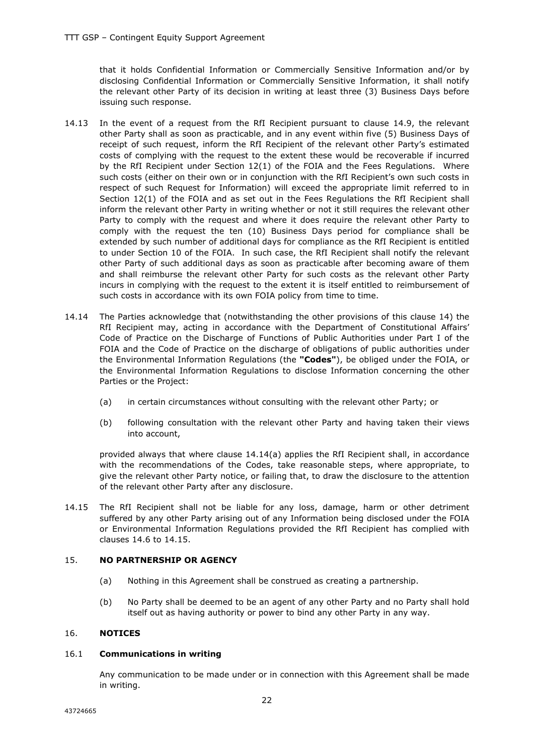that it holds Confidential Information or Commercially Sensitive Information and/or by disclosing Confidential Information or Commercially Sensitive Information, it shall notify the relevant other Party of its decision in writing at least three (3) Business Days before issuing such response.

14.13 In the event of a request from the RfI Recipient pursuant to clause 14.9, the relevant other Party shall as soon as practicable, and in any event within five (5) Business Days of receipt of such request, inform the RfI Recipient of the relevant other Party's estimated costs of complying with the request to the extent these would be recoverable if incurred by the RfI Recipient under Section 12(1) of the FOIA and the Fees Regulations. Where such costs (either on their own or in conjunction with the RfI Recipient's own such costs in respect of such Request for Information) will exceed the appropriate limit referred to in Section 12(1) of the FOIA and as set out in the Fees Regulations the RfI Recipient shall inform the relevant other Party in writing whether or not it still requires the relevant other Party to comply with the request and where it does require the relevant other Party to comply with the request the ten (10) Business Days period for compliance shall be extended by such number of additional days for compliance as the RfI Recipient is entitled to under Section 10 of the FOIA. In such case, the RfI Recipient shall notify the relevant other Party of such additional days as soon as practicable after becoming aware of them and shall reimburse the relevant other Party for such costs as the relevant other Party incurs in complying with the request to the extent it is itself entitled to reimbursement of such costs in accordance with its own FOIA policy from time to time.

14.14 The Parties acknowledge that (notwithstanding the other provisions of this clause 14) the RfI Recipient may, acting in accordance with the Department of Constitutional Affairs' Code of Practice on the Discharge of Functions of Public Authorities under Part I of the FOIA and the Code of Practice on the discharge of obligations of public authorities under the Environmental Information Regulations (the **"Codes"**), be obliged under the FOIA, or the Environmental Information Regulations to disclose Information concerning the other Parties or the Project:

(a) in certain circumstances without consulting with the relevant other Party; or

(b) following consultation with the relevant other Party and having taken their views into account,

provided always that where clause 14.14(a) applies the RfI Recipient shall, in accordance with the recommendations of the Codes, take reasonable steps, where appropriate, to give the relevant other Party notice, or failing that, to draw the disclosure to the attention of the relevant other Party after any disclosure.

14.15 The RfI Recipient shall not be liable for any loss, damage, harm or other detriment suffered by any other Party arising out of any Information being disclosed under the FOIA or Environmental Information Regulations provided the RfI Recipient has complied with clauses 14.6 to 14.15.

## 15. **NO PARTNERSHIP OR AGENCY**

(a) Nothing in this Agreement shall be construed as creating a partnership.

(b) No Party shall be deemed to be an agent of any other Party and no Party shall hold itself out as having authority or power to bind any other Party in any way.

## 16. **NOTICES**

### 16.1 **Communications in writing**

Any communication to be made under or in connection with this Agreement shall be made in writing.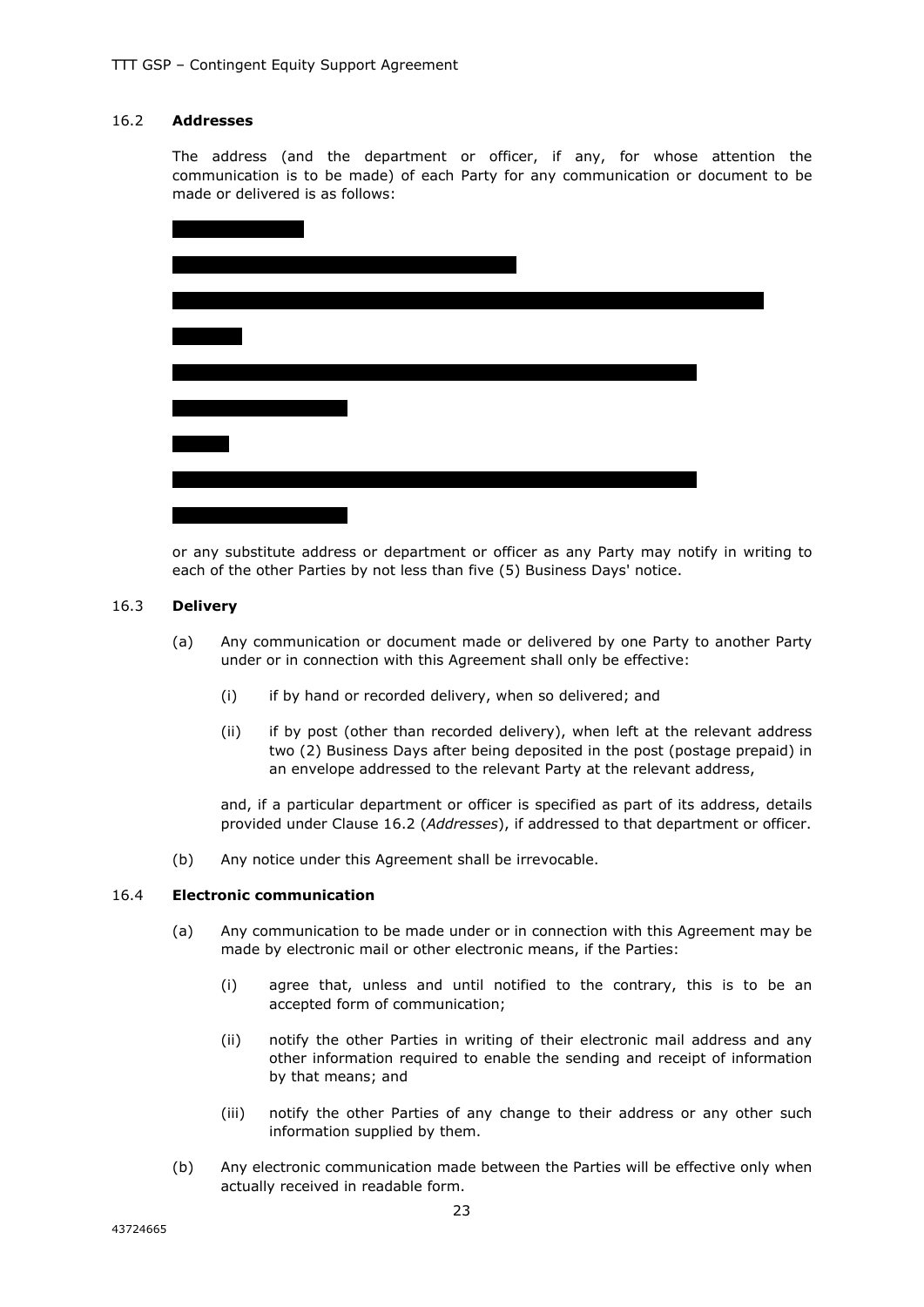### 16.2 **Addresses**

The address (and the department or officer, if any, for whose attention the communication is to be made) of each Party for any communication or document to be made or delivered is as follows:

or any substitute address or department or officer as any Party may notify in writing to each of the other Parties by not less than five (5) Business Days' notice.

### 16.3 **Delivery**

(a) Any communication or document made or delivered by one Party to another Party under or in connection with this Agreement shall only be effective:

(i) if by hand or recorded delivery, when so delivered; and

(ii) if by post (other than recorded delivery), when left at the relevant address two (2) Business Days after being deposited in the post (postage prepaid) in an envelope addressed to the relevant Party at the relevant address,

and, if a particular department or officer is specified as part of its address, details provided under Clause 16.2 (*Addresses*), if addressed to that department or officer.

(b) Any notice under this Agreement shall be irrevocable.

### 16.4 **Electronic communication**

(a) Any communication to be made under or in connection with this Agreement may be made by electronic mail or other electronic means, if the Parties:

(i) agree that, unless and until notified to the contrary, this is to be an accepted form of communication;

(ii) notify the other Parties in writing of their electronic mail address and any other information required to enable the sending and receipt of information by that means; and

(iii) notify the other Parties of any change to their address or any other such information supplied by them.

(b) Any electronic communication made between the Parties will be effective only when actually received in readable form.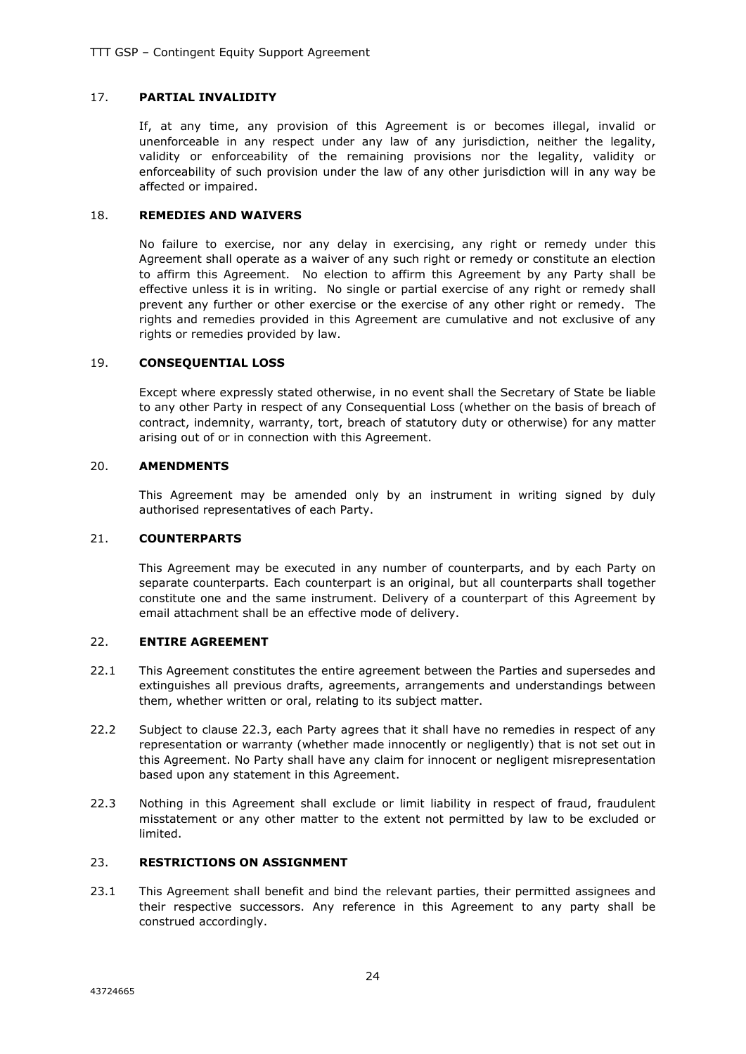## 17. PARTIAL INVALIDITY

If, at any time, any provision of this Agreement is or becomes illegal, invalid or unenforceable in any respect under any law of any jurisdiction, neither the legality, validity or enforceability of the remaining provisions nor the legality, validity or enforceability of such provision under the law of any other jurisdiction will in any way be affected or impaired.

## 18. REMEDIES AND WAIVERS

No failure to exercise, nor any delay in exercising, any right or remedy under this Agreement shall operate as a waiver of any such right or remedy or constitute an election to affirm this Agreement. No election to affirm this Agreement by any Party shall be effective unless it is in writing. No single or partial exercise of any right or remedy shall prevent any further or other exercise or the exercise of any other right or remedy. The rights and remedies provided in this Agreement are cumulative and not exclusive of any rights or remedies provided by law.

## 19. CONSEQUENTIAL LOSS

Except where expressly stated otherwise, in no event shall the Secretary of State be liable to any other Party in respect of any Consequential Loss (whether on the basis of breach of contract, indemnity, warranty, tort, breach of statutory duty or otherwise) for any matter arising out of or in connection with this Agreement.

## 20. AMENDMENTS

This Agreement may be amended only by an instrument in writing signed by duly authorised representatives of each Party.

## 21. COUNTERPARTS

This Agreement may be executed in any number of counterparts, and by each Party on separate counterparts. Each counterpart is an original, but all counterparts shall together constitute one and the same instrument. Delivery of a counterpart of this Agreement by email attachment shall be an effective mode of delivery.

## 22. ENTIRE AGREEMENT

22.1 This Agreement constitutes the entire agreement between the Parties and supersedes and extinguishes all previous drafts, agreements, arrangements and understandings between them, whether written or oral, relating to its subject matter.

22.2 Subject to clause 22.3, each Party agrees that it shall have no remedies in respect of any representation or warranty (whether made innocently or negligently) that is not set out in this Agreement. No Party shall have any claim for innocent or negligent misrepresentation based upon any statement in this Agreement.

22.3 Nothing in this Agreement shall exclude or limit liability in respect of fraud, fraudulent misstatement or any other matter to the extent not permitted by law to be excluded or limited.

## 23. RESTRICTIONS ON ASSIGNMENT

23.1 This Agreement shall benefit and bind the relevant parties, their permitted assignees and their respective successors. Any reference in this Agreement to any party shall be construed accordingly.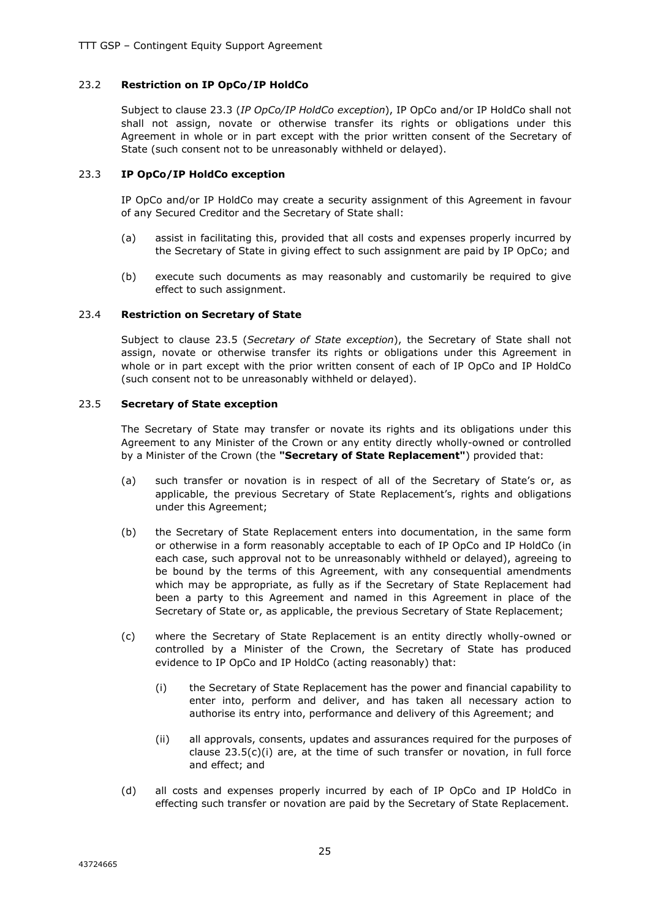## 23.2 **Restriction on IP OpCo/IP HoldCo**

Subject to clause 23.3 (*IP OpCo/IP HoldCo exception*), IP OpCo and/or IP HoldCo shall not shall not assign, novate or otherwise transfer its rights or obligations under this Agreement in whole or in part except with the prior written consent of the Secretary of State (such consent not to be unreasonably withheld or delayed).

## 23.3 **IP OpCo/IP HoldCo exception**

IP OpCo and/or IP HoldCo may create a security assignment of this Agreement in favour of any Secured Creditor and the Secretary of State shall:

(a) assist in facilitating this, provided that all costs and expenses properly incurred by the Secretary of State in giving effect to such assignment are paid by IP OpCo; and

(b) execute such documents as may reasonably and customarily be required to give effect to such assignment.

## 23.4 **Restriction on Secretary of State**

Subject to clause 23.5 (*Secretary of State exception*), the Secretary of State shall not assign, novate or otherwise transfer its rights or obligations under this Agreement in whole or in part except with the prior written consent of each of IP OpCo and IP HoldCo (such consent not to be unreasonably withheld or delayed).

## 23.5 **Secretary of State exception**

The Secretary of State may transfer or novate its rights and its obligations under this Agreement to any Minister of the Crown or any entity directly wholly-owned or controlled by a Minister of the Crown (the **"Secretary of State Replacement"**) provided that:

(a) such transfer or novation is in respect of all of the Secretary of State's or, as applicable, the previous Secretary of State Replacement's, rights and obligations under this Agreement;

(b) the Secretary of State Replacement enters into documentation, in the same form or otherwise in a form reasonably acceptable to each of IP OpCo and IP HoldCo (in each case, such approval not to be unreasonably withheld or delayed), agreeing to be bound by the terms of this Agreement, with any consequential amendments which may be appropriate, as fully as if the Secretary of State Replacement had been a party to this Agreement and named in this Agreement in place of the Secretary of State or, as applicable, the previous Secretary of State Replacement;

(c) where the Secretary of State Replacement is an entity directly wholly-owned or controlled by a Minister of the Crown, the Secretary of State has produced evidence to IP OpCo and IP HoldCo (acting reasonably) that:

(i) the Secretary of State Replacement has the power and financial capability to enter into, perform and deliver, and has taken all necessary action to authorise its entry into, performance and delivery of this Agreement; and

(ii) all approvals, consents, updates and assurances required for the purposes of clause 23.5(c)(i) are, at the time of such transfer or novation, in full force and effect; and

(d) all costs and expenses properly incurred by each of IP OpCo and IP HoldCo in effecting such transfer or novation are paid by the Secretary of State Replacement.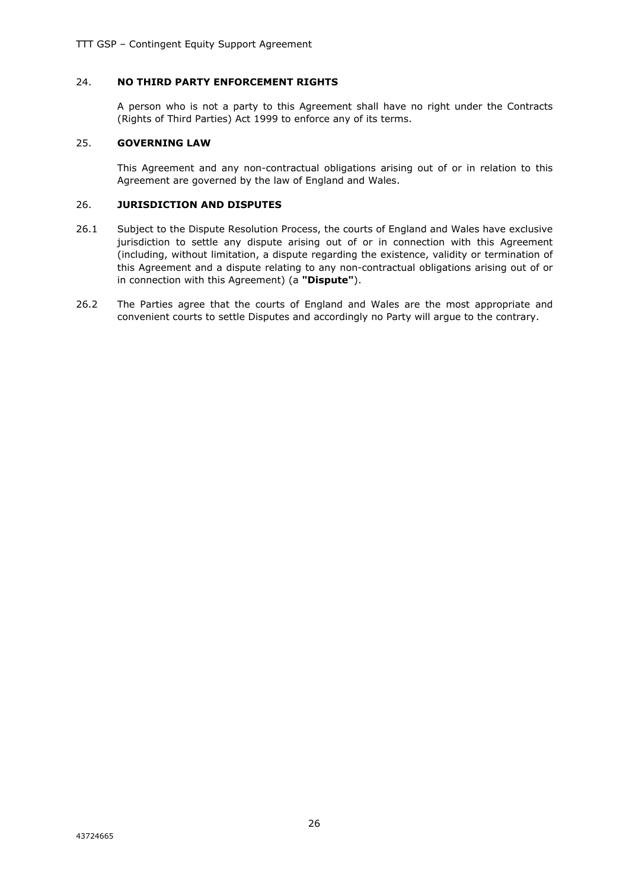## 24. NO THIRD PARTY ENFORCEMENT RIGHTS

A person who is not a party to this Agreement shall have no right under the Contracts (Rights of Third Parties) Act 1999 to enforce any of its terms.

## 25. GOVERNING LAW

This Agreement and any non-contractual obligations arising out of or in relation to this Agreement are governed by the law of England and Wales.

## 26. JURISDICTION AND DISPUTES

26.1 Subject to the Dispute Resolution Process, the courts of England and Wales have exclusive jurisdiction to settle any dispute arising out of or in connection with this Agreement (including, without limitation, a dispute regarding the existence, validity or termination of this Agreement and a dispute relating to any non-contractual obligations arising out of or in connection with this Agreement) (a **"Dispute"**).

26.2 The Parties agree that the courts of England and Wales are the most appropriate and convenient courts to settle Disputes and accordingly no Party will argue to the contrary.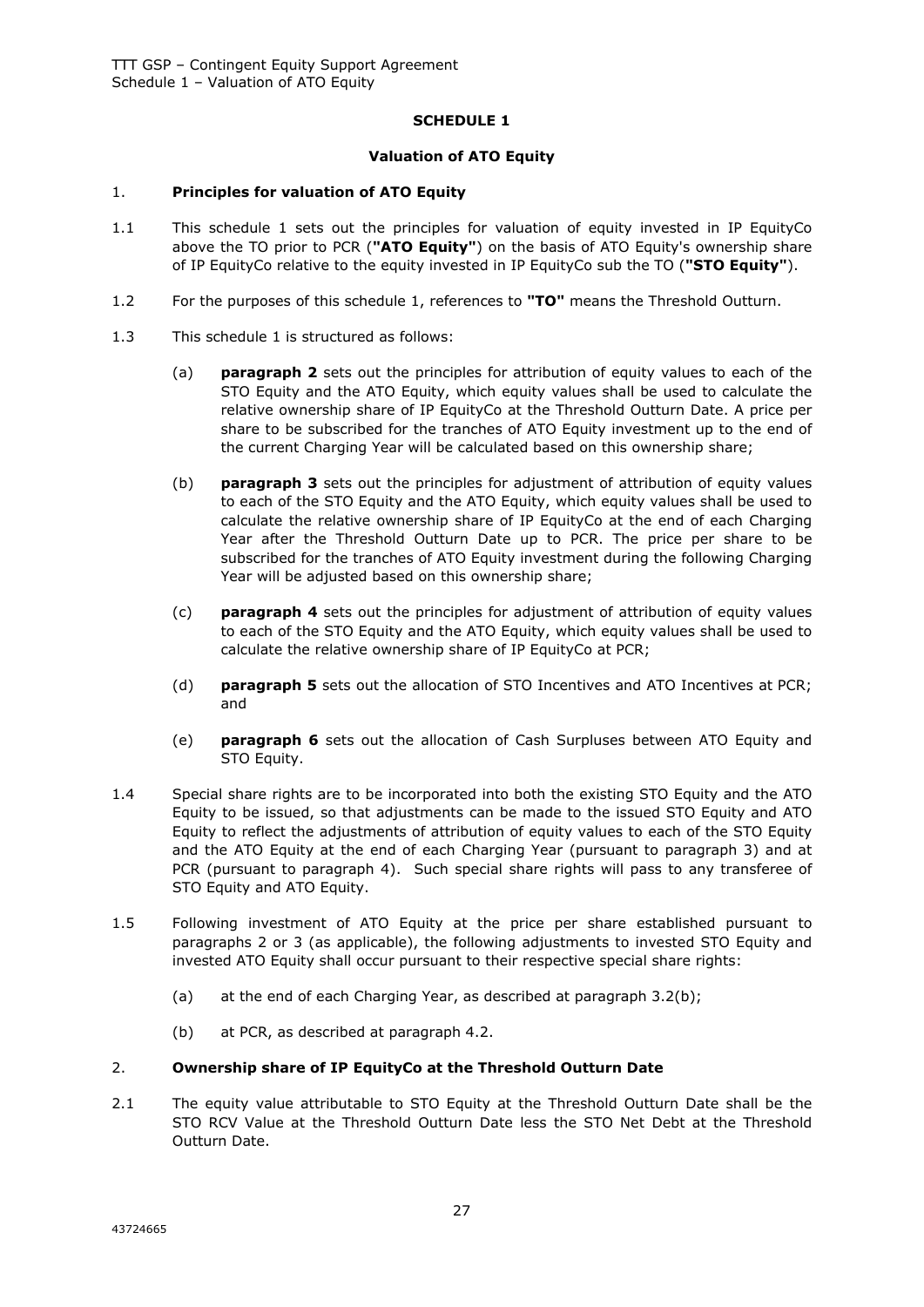## SCHEDULE 1

### Valuation of ATO Equity

1. **Principles for valuation of ATO Equity**

1.1 This schedule 1 sets out the principles for valuation of equity invested in IP EquityCo above the TO prior to PCR (**"ATO Equity"**) on the basis of ATO Equity's ownership share of IP EquityCo relative to the equity invested in IP EquityCo sub the TO (**"STO Equity"**).

1.2 For the purposes of this schedule 1, references to **"TO"** means the Threshold Outturn.

1.3 This schedule 1 is structured as follows:

(a) **paragraph 2** sets out the principles for attribution of equity values to each of the STO Equity and the ATO Equity, which equity values shall be used to calculate the relative ownership share of IP EquityCo at the Threshold Outturn Date. A price per share to be subscribed for the tranches of ATO Equity investment up to the end of the current Charging Year will be calculated based on this ownership share;

(b) **paragraph 3** sets out the principles for adjustment of attribution of equity values to each of the STO Equity and the ATO Equity, which equity values shall be used to calculate the relative ownership share of IP EquityCo at the end of each Charging Year after the Threshold Outturn Date up to PCR. The price per share to be subscribed for the tranches of ATO Equity investment during the following Charging Year will be adjusted based on this ownership share;

(c) **paragraph 4** sets out the principles for adjustment of attribution of equity values to each of the STO Equity and the ATO Equity, which equity values shall be used to calculate the relative ownership share of IP EquityCo at PCR;

(d) **paragraph 5** sets out the allocation of STO Incentives and ATO Incentives at PCR; and

(e) **paragraph 6** sets out the allocation of Cash Surpluses between ATO Equity and STO Equity.

1.4 Special share rights are to be incorporated into both the existing STO Equity and the ATO Equity to be issued, so that adjustments can be made to the issued STO Equity and ATO Equity to reflect the adjustments of attribution of equity values to each of the STO Equity and the ATO Equity at the end of each Charging Year (pursuant to paragraph 3) and at PCR (pursuant to paragraph 4). Such special share rights will pass to any transferee of STO Equity and ATO Equity.

1.5 Following investment of ATO Equity at the price per share established pursuant to paragraphs 2 or 3 (as applicable), the following adjustments to invested STO Equity and invested ATO Equity shall occur pursuant to their respective special share rights:

(a) at the end of each Charging Year, as described at paragraph 3.2(b);

(b) at PCR, as described at paragraph 4.2.

2. **Ownership share of IP EquityCo at the Threshold Outturn Date**

2.1 The equity value attributable to STO Equity at the Threshold Outturn Date shall be the STO RCV Value at the Threshold Outturn Date less the STO Net Debt at the Threshold Outturn Date.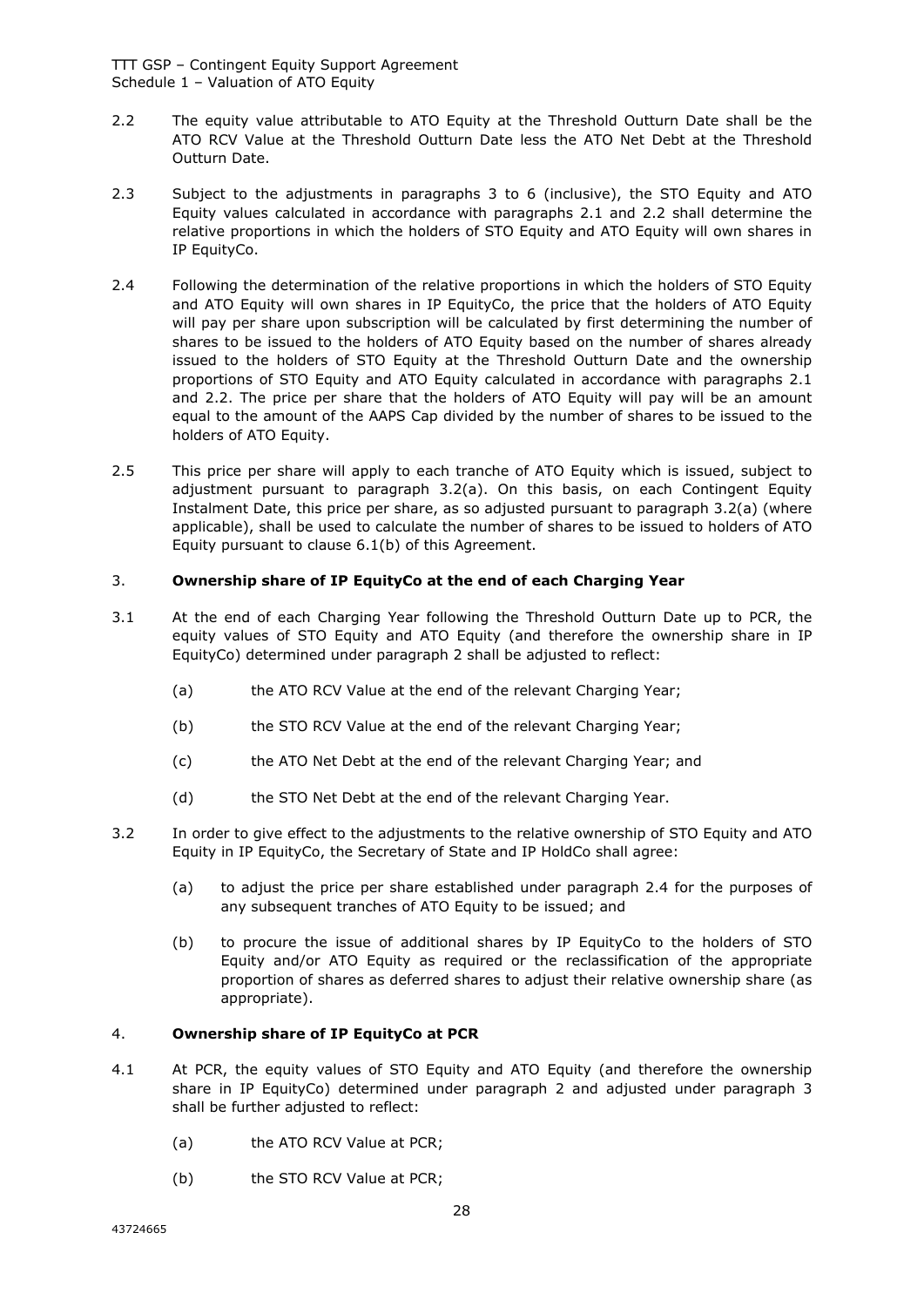2.2 The equity value attributable to ATO Equity at the Threshold Outturn Date shall be the ATO RCV Value at the Threshold Outturn Date less the ATO Net Debt at the Threshold Outturn Date.

2.3 Subject to the adjustments in paragraphs 3 to 6 (inclusive), the STO Equity and ATO Equity values calculated in accordance with paragraphs 2.1 and 2.2 shall determine the relative proportions in which the holders of STO Equity and ATO Equity will own shares in IP EquityCo.

2.4 Following the determination of the relative proportions in which the holders of STO Equity and ATO Equity will own shares in IP EquityCo, the price that the holders of ATO Equity will pay per share upon subscription will be calculated by first determining the number of shares to be issued to the holders of ATO Equity based on the number of shares already issued to the holders of STO Equity at the Threshold Outturn Date and the ownership proportions of STO Equity and ATO Equity calculated in accordance with paragraphs 2.1 and 2.2. The price per share that the holders of ATO Equity will pay will be an amount equal to the amount of the AAPS Cap divided by the number of shares to be issued to the holders of ATO Equity.

2.5 This price per share will apply to each tranche of ATO Equity which is issued, subject to adjustment pursuant to paragraph 3.2(a). On this basis, on each Contingent Equity Instalment Date, this price per share, as so adjusted pursuant to paragraph 3.2(a) (where applicable), shall be used to calculate the number of shares to be issued to holders of ATO Equity pursuant to clause 6.1(b) of this Agreement.

## 3. Ownership share of IP EquityCo at the end of each Charging Year

3.1 At the end of each Charging Year following the Threshold Outturn Date up to PCR, the equity values of STO Equity and ATO Equity (and therefore the ownership share in IP EquityCo) determined under paragraph 2 shall be adjusted to reflect:

(a) the ATO RCV Value at the end of the relevant Charging Year;

(b) the STO RCV Value at the end of the relevant Charging Year;

(c) the ATO Net Debt at the end of the relevant Charging Year; and

(d) the STO Net Debt at the end of the relevant Charging Year.

3.2 In order to give effect to the adjustments to the relative ownership of STO Equity and ATO Equity in IP EquityCo, the Secretary of State and IP HoldCo shall agree:

(a) to adjust the price per share established under paragraph 2.4 for the purposes of any subsequent tranches of ATO Equity to be issued; and

(b) to procure the issue of additional shares by IP EquityCo to the holders of STO Equity and/or ATO Equity as required or the reclassification of the appropriate proportion of shares as deferred shares to adjust their relative ownership share (as appropriate).

## 4. Ownership share of IP EquityCo at PCR

4.1 At PCR, the equity values of STO Equity and ATO Equity (and therefore the ownership share in IP EquityCo) determined under paragraph 2 and adjusted under paragraph 3 shall be further adjusted to reflect:

(a) the ATO RCV Value at PCR;

(b) the STO RCV Value at PCR;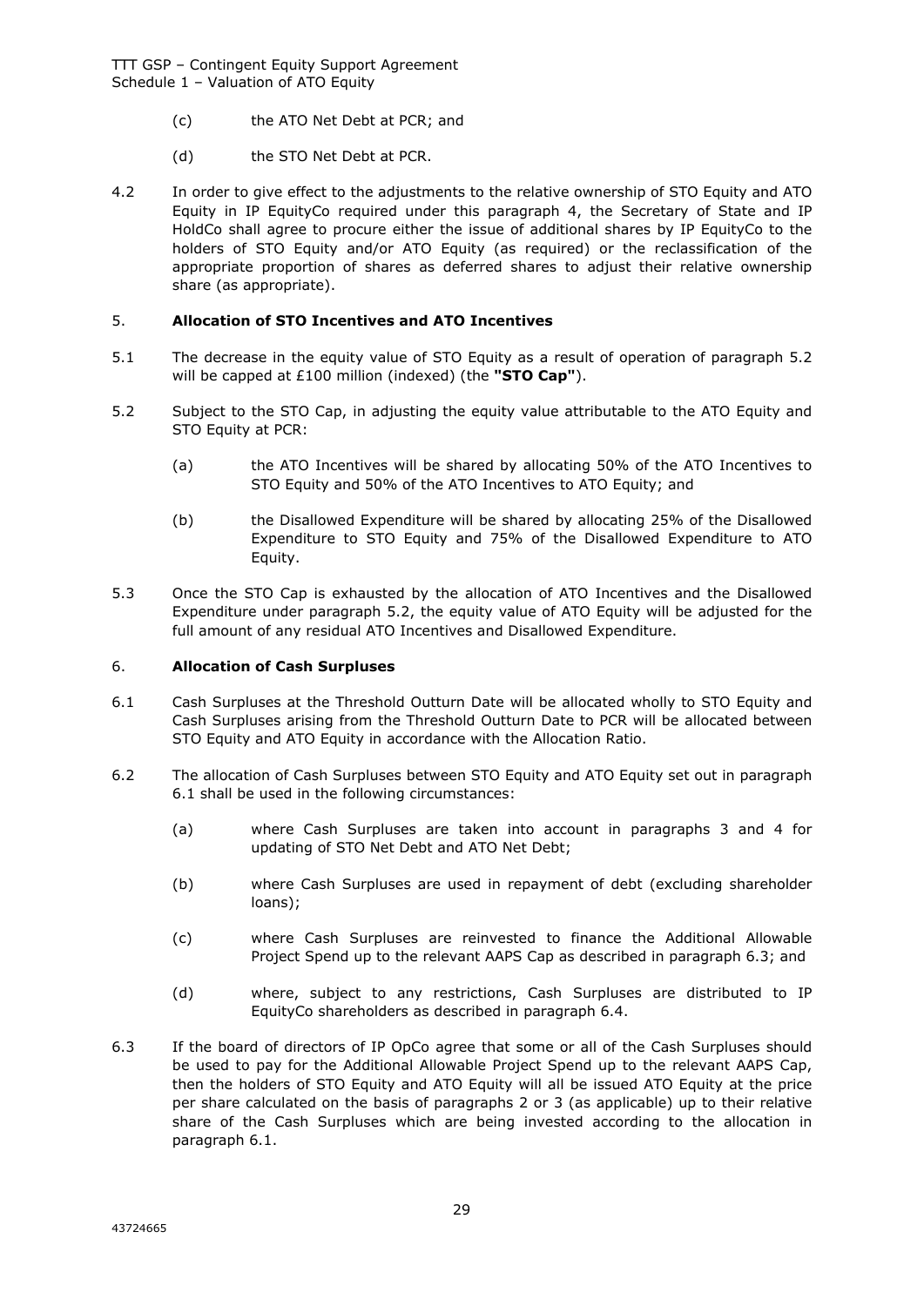(c) the ATO Net Debt at PCR; and

(d) the STO Net Debt at PCR.

4.2 In order to give effect to the adjustments to the relative ownership of STO Equity and ATO Equity in IP EquityCo required under this paragraph 4, the Secretary of State and IP HoldCo shall agree to procure either the issue of additional shares by IP EquityCo to the holders of STO Equity and/or ATO Equity (as required) or the reclassification of the appropriate proportion of shares as deferred shares to adjust their relative ownership share (as appropriate).

## 5. **Allocation of STO Incentives and ATO Incentives**

5.1 The decrease in the equity value of STO Equity as a result of operation of paragraph 5.2 will be capped at £100 million (indexed) (the **"STO Cap"**).

5.2 Subject to the STO Cap, in adjusting the equity value attributable to the ATO Equity and STO Equity at PCR:

(a) the ATO Incentives will be shared by allocating 50% of the ATO Incentives to STO Equity and 50% of the ATO Incentives to ATO Equity; and

(b) the Disallowed Expenditure will be shared by allocating 25% of the Disallowed Expenditure to STO Equity and 75% of the Disallowed Expenditure to ATO Equity.

5.3 Once the STO Cap is exhausted by the allocation of ATO Incentives and the Disallowed Expenditure under paragraph 5.2, the equity value of ATO Equity will be adjusted for the full amount of any residual ATO Incentives and Disallowed Expenditure.

## 6. **Allocation of Cash Surpluses**

6.1 Cash Surpluses at the Threshold Outturn Date will be allocated wholly to STO Equity and Cash Surpluses arising from the Threshold Outturn Date to PCR will be allocated between STO Equity and ATO Equity in accordance with the Allocation Ratio.

6.2 The allocation of Cash Surpluses between STO Equity and ATO Equity set out in paragraph 6.1 shall be used in the following circumstances:

(a) where Cash Surpluses are taken into account in paragraphs 3 and 4 for updating of STO Net Debt and ATO Net Debt;

(b) where Cash Surpluses are used in repayment of debt (excluding shareholder loans);

(c) where Cash Surpluses are reinvested to finance the Additional Allowable Project Spend up to the relevant AAPS Cap as described in paragraph 6.3; and

(d) where, subject to any restrictions, Cash Surpluses are distributed to IP EquityCo shareholders as described in paragraph 6.4.

6.3 If the board of directors of IP OpCo agree that some or all of the Cash Surpluses should be used to pay for the Additional Allowable Project Spend up to the relevant AAPS Cap, then the holders of STO Equity and ATO Equity will all be issued ATO Equity at the price per share calculated on the basis of paragraphs 2 or 3 (as applicable) up to their relative share of the Cash Surpluses which are being invested according to the allocation in paragraph 6.1.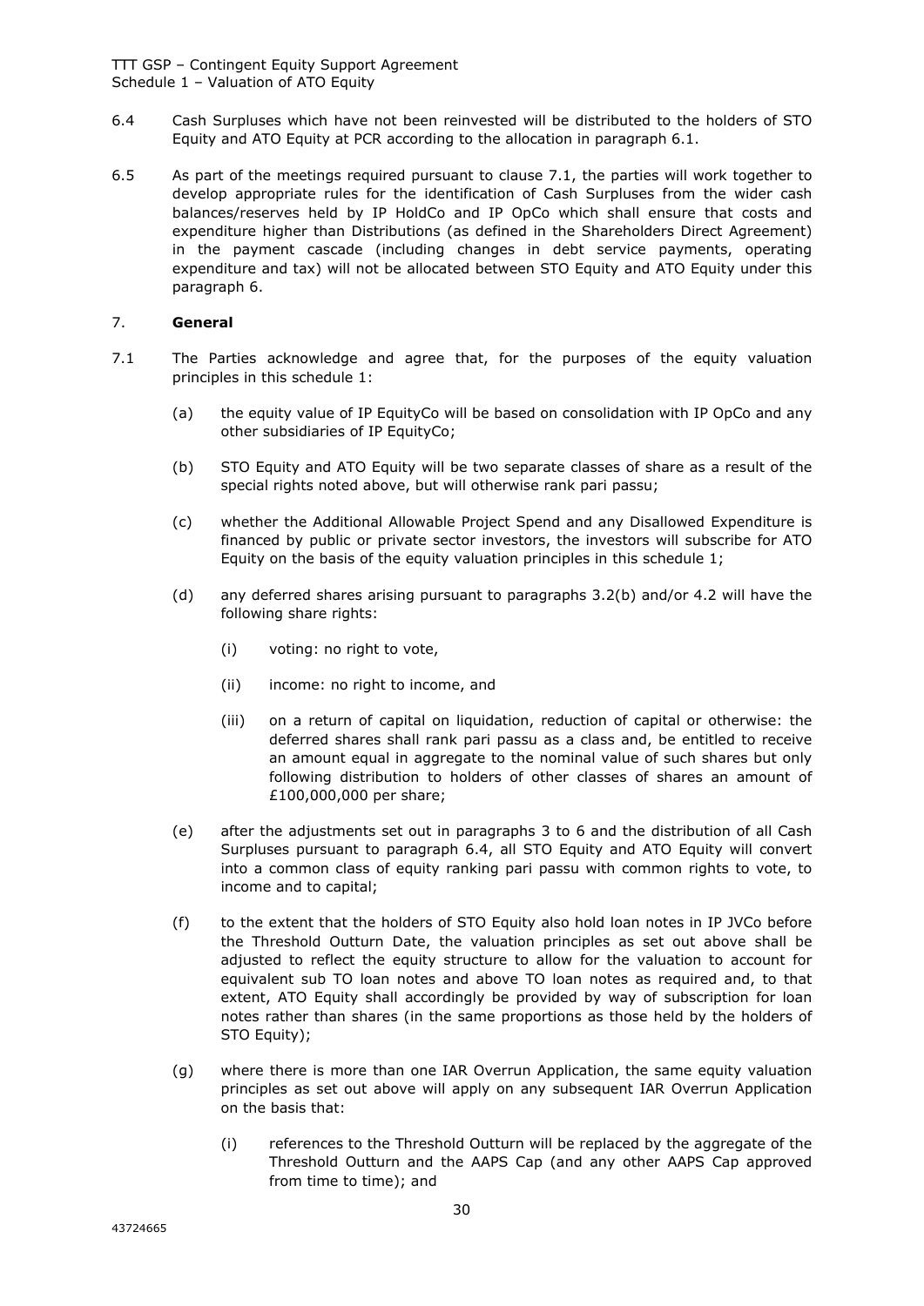6.4 Cash Surpluses which have not been reinvested will be distributed to the holders of STO Equity and ATO Equity at PCR according to the allocation in paragraph 6.1.

6.5 As part of the meetings required pursuant to clause 7.1, the parties will work together to develop appropriate rules for the identification of Cash Surpluses from the wider cash balances/reserves held by IP HoldCo and IP OpCo which shall ensure that costs and expenditure higher than Distributions (as defined in the Shareholders Direct Agreement) in the payment cascade (including changes in debt service payments, operating expenditure and tax) will not be allocated between STO Equity and ATO Equity under this paragraph 6.

7. **General**

7.1 The Parties acknowledge and agree that, for the purposes of the equity valuation principles in this schedule 1:

(a) the equity value of IP EquityCo will be based on consolidation with IP OpCo and any other subsidiaries of IP EquityCo;

(b) STO Equity and ATO Equity will be two separate classes of share as a result of the special rights noted above, but will otherwise rank pari passu;

(c) whether the Additional Allowable Project Spend and any Disallowed Expenditure is financed by public or private sector investors, the investors will subscribe for ATO Equity on the basis of the equity valuation principles in this schedule 1;

(d) any deferred shares arising pursuant to paragraphs 3.2(b) and/or 4.2 will have the following share rights:

(i) voting: no right to vote,

(ii) income: no right to income, and

(iii) on a return of capital on liquidation, reduction of capital or otherwise: the deferred shares shall rank pari passu as a class and, be entitled to receive an amount equal in aggregate to the nominal value of such shares but only following distribution to holders of other classes of shares an amount of £100,000,000 per share;

(e) after the adjustments set out in paragraphs 3 to 6 and the distribution of all Cash Surpluses pursuant to paragraph 6.4, all STO Equity and ATO Equity will convert into a common class of equity ranking pari passu with common rights to vote, to income and to capital;

(f) to the extent that the holders of STO Equity also hold loan notes in IP JVCo before the Threshold Outturn Date, the valuation principles as set out above shall be adjusted to reflect the equity structure to allow for the valuation to account for equivalent sub TO loan notes and above TO loan notes as required and, to that extent, ATO Equity shall accordingly be provided by way of subscription for loan notes rather than shares (in the same proportions as those held by the holders of STO Equity);

(g) where there is more than one IAR Overrun Application, the same equity valuation principles as set out above will apply on any subsequent IAR Overrun Application on the basis that:

(i) references to the Threshold Outturn will be replaced by the aggregate of the Threshold Outturn and the AAPS Cap (and any other AAPS Cap approved from time to time); and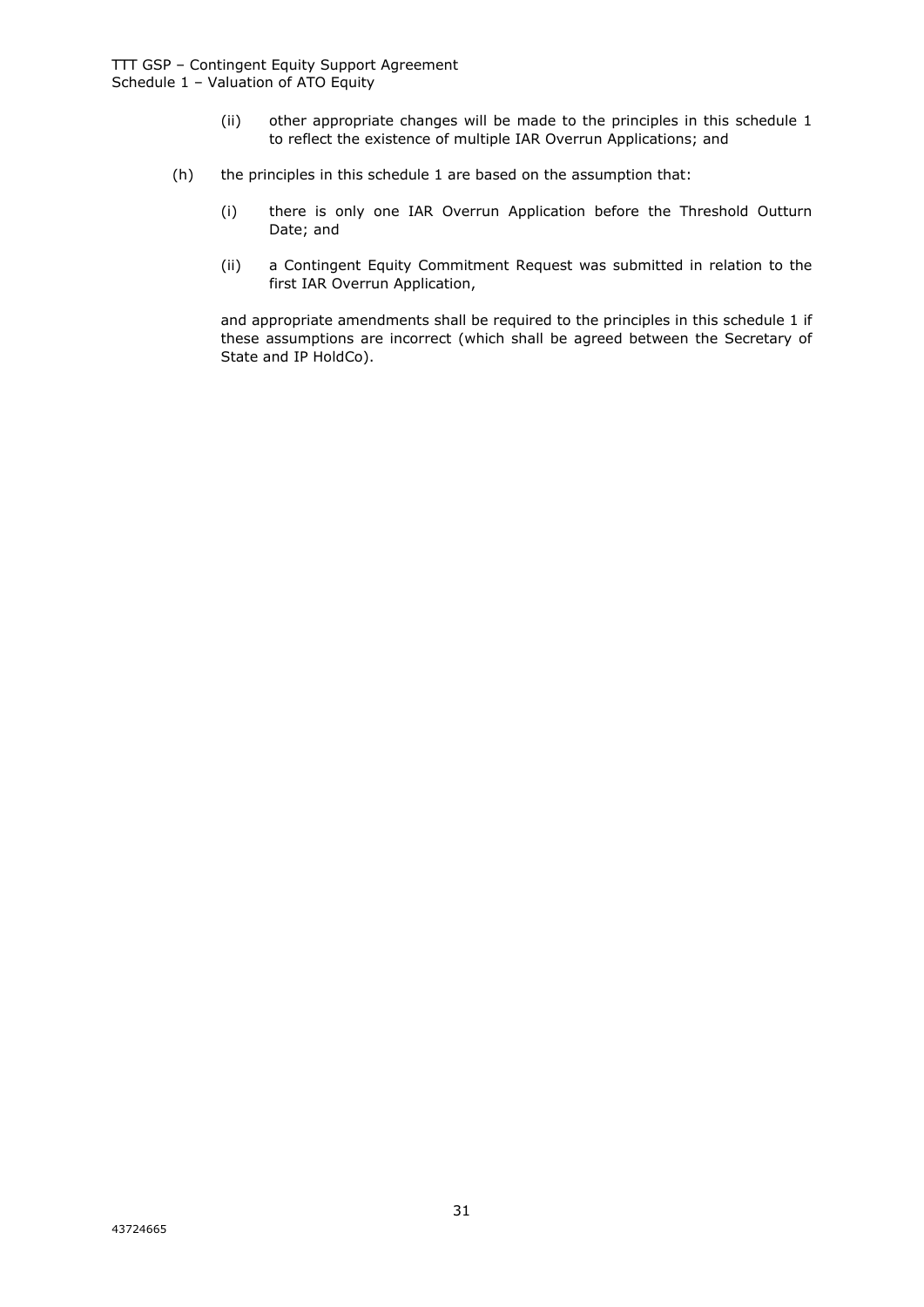(ii) other appropriate changes will be made to the principles in this schedule 1 to reflect the existence of multiple IAR Overrun Applications; and

(h) the principles in this schedule 1 are based on the assumption that:

(i) there is only one IAR Overrun Application before the Threshold Outturn Date; and

(ii) a Contingent Equity Commitment Request was submitted in relation to the first IAR Overrun Application,

and appropriate amendments shall be required to the principles in this schedule 1 if these assumptions are incorrect (which shall be agreed between the Secretary of State and IP HoldCo).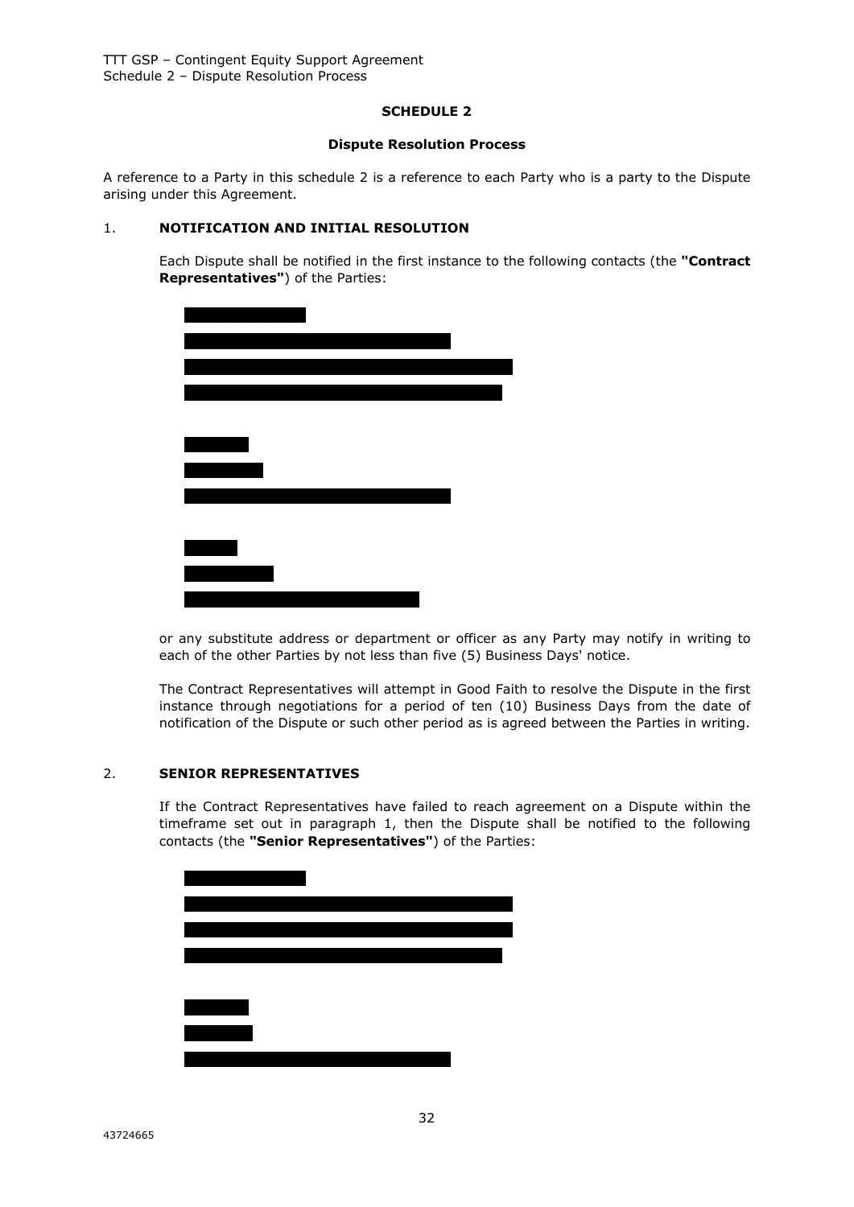## SCHEDULE 2

### Dispute Resolution Process

A reference to a Party in this schedule 2 is a reference to each Party who is a party to the Dispute arising under this Agreement.

1. **NOTIFICATION AND INITIAL RESOLUTION**

   Each Dispute shall be notified in the first instance to the following contacts (the **"Contract Representatives"**) of the Parties:

   [REDACTED]

   or any substitute address or department or officer as any Party may notify in writing to each of the other Parties by not less than five (5) Business Days' notice.

   The Contract Representatives will attempt in Good Faith to resolve the Dispute in the first instance through negotiations for a period of ten (10) Business Days from the date of notification of the Dispute or such other period as is agreed between the Parties in writing.

2. **SENIOR REPRESENTATIVES**

   If the Contract Representatives have failed to reach agreement on a Dispute within the timeframe set out in paragraph 1, then the Dispute shall be notified to the following contacts (the **"Senior Representatives"**) of the Parties:

   [REDACTED]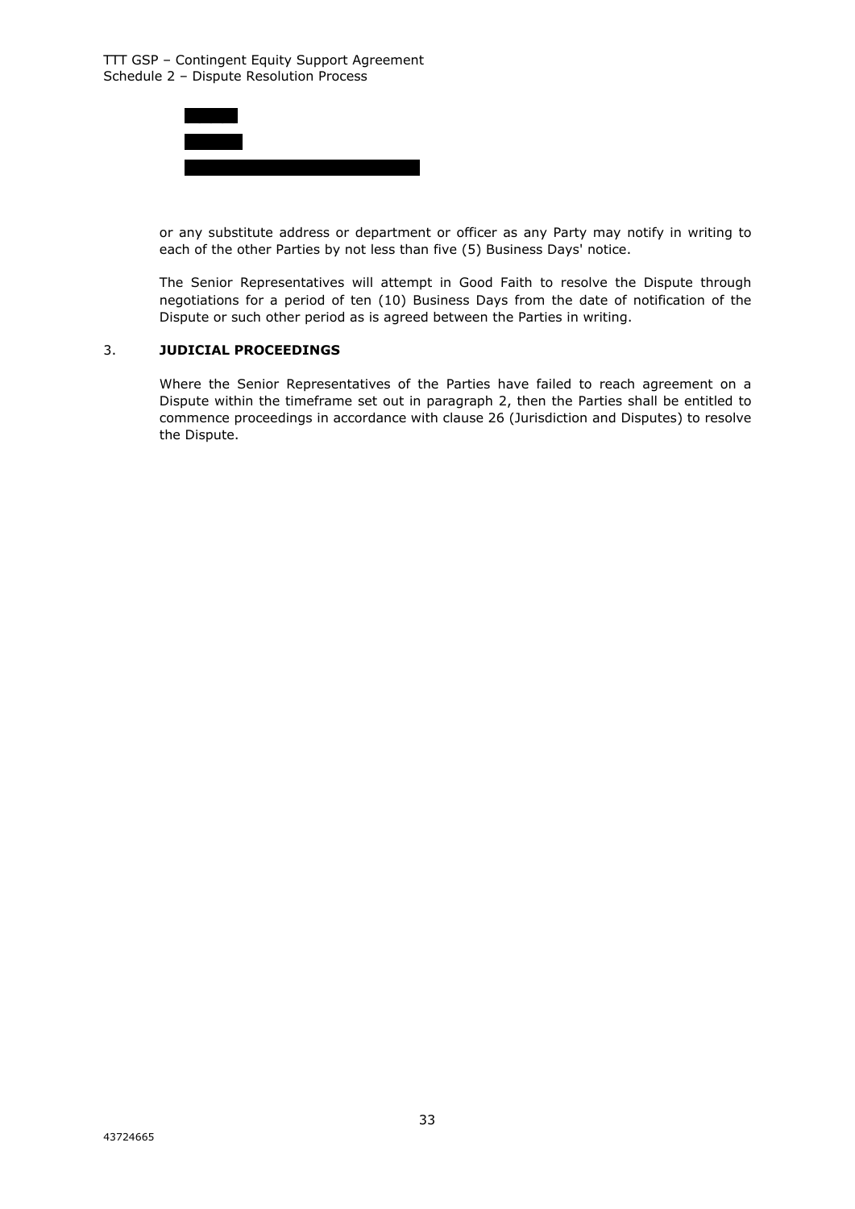or any substitute address or department or officer as any Party may notify in writing to each of the other Parties by not less than five (5) Business Days' notice.

The Senior Representatives will attempt in Good Faith to resolve the Dispute through negotiations for a period of ten (10) Business Days from the date of notification of the Dispute or such other period as is agreed between the Parties in writing.

3. **JUDICIAL PROCEEDINGS**

Where the Senior Representatives of the Parties have failed to reach agreement on a Dispute within the timeframe set out in paragraph 2, then the Parties shall be entitled to commence proceedings in accordance with clause 26 (Jurisdiction and Disputes) to resolve the Dispute.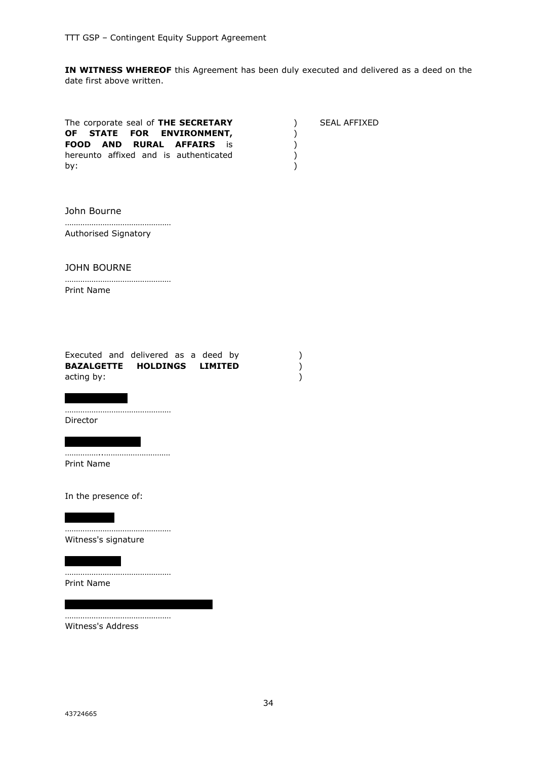**IN WITNESS WHEREOF** this Agreement has been duly executed and delivered as a deed on the date first above written.

| | | |
|---|---|---|
| The corporate seal of **THE SECRETARY OF STATE FOR ENVIRONMENT, FOOD AND RURAL AFFAIRS** is hereunto affixed and is authenticated by: | ) ) ) ) ) | SEAL AFFIXED |

John Bourne

…………………………………………
Authorised Signatory

JOHN BOURNE

…………………………………………
Print Name

| | |
|---|---|
| Executed and delivered as a deed by **BAZALGETTE HOLDINGS LIMITED** acting by: | ) ) ) |

[REDACTED]

…………………………………………
Director

[REDACTED]

…………………………………………
Print Name

In the presence of:

[REDACTED]

…………………………………………
Witness's signature

[REDACTED]

…………………………………………
Print Name

[REDACTED]

…………………………………………
Witness's Address

43724665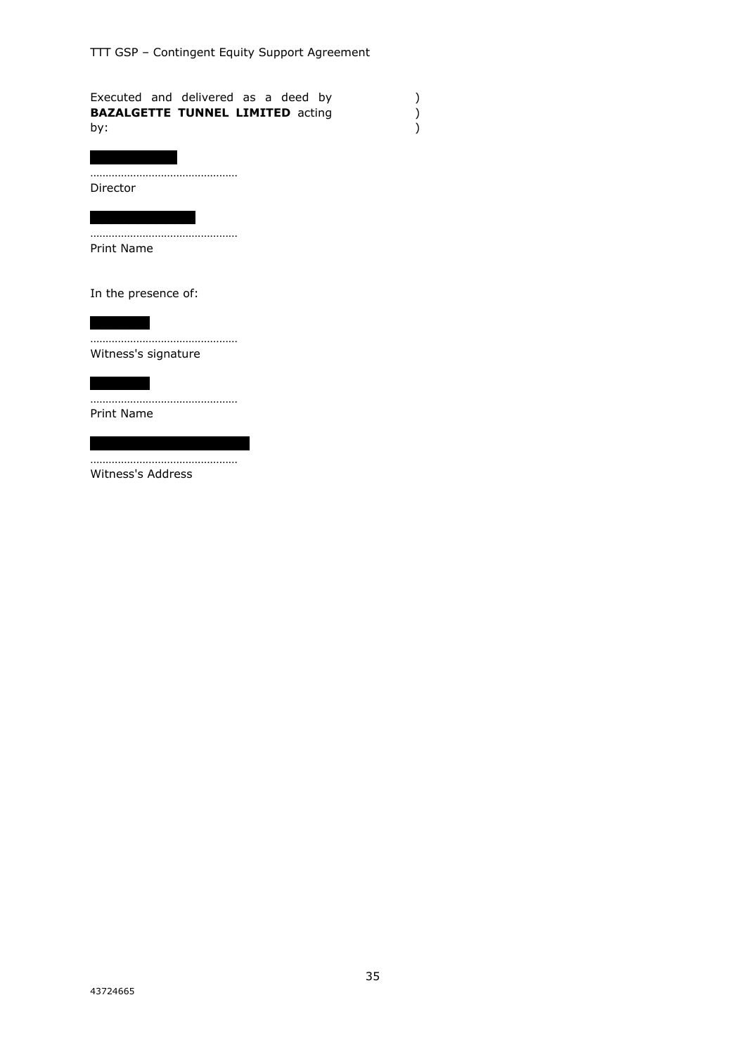Executed and delivered as a deed by **BAZALGETTE TUNNEL LIMITED** acting by: )
)
)

…………………………………………
Director

…………………………………………
Print Name

In the presence of:

…………………………………………
Witness's signature

…………………………………………
Print Name

…………………………………………
Witness's Address